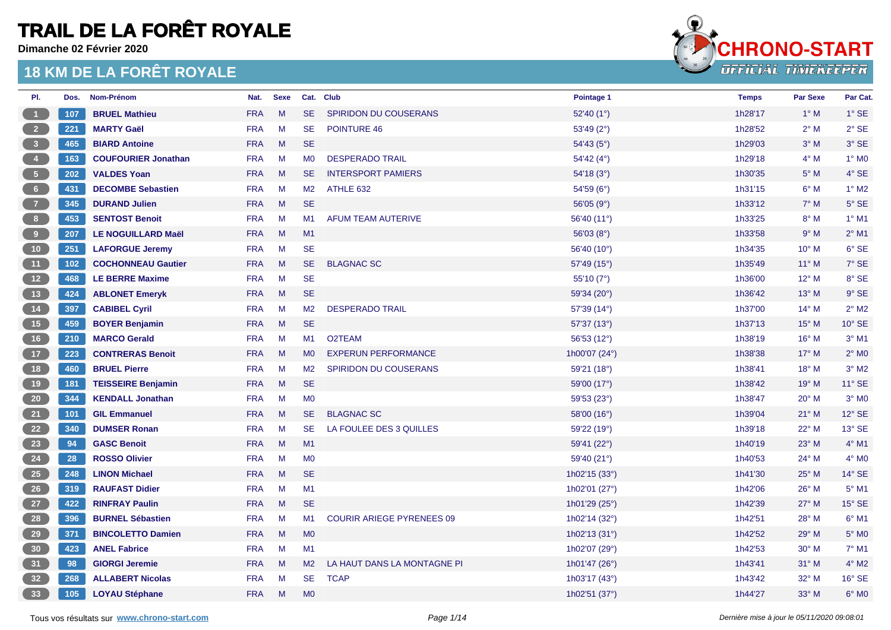# TRAIL DE LA FORÊT ROYALE

**Dimanche 02 Février 2020**

## 18 KM DE LA FORÊT ROYALE

| Pl. | Dos. | Nom-Prénom | Nat. | Sexe | Cat. | Club | Pointage 1 | Temps | Par Sexe | Par Cat. |
|---|---|---|---|---|---|---|---|---|---|---|
| 1 | 107 | **BRUEL Mathieu** | FRA | M | SE | SPIRIDON DU COUSERANS | 52'40 (1°) | 1h28'17 | 1° M | 1° SE |
| 2 | 221 | **MARTY Gaël** | FRA | M | SE | POINTURE 46 | 53'49 (2°) | 1h28'52 | 2° M | 2° SE |
| 3 | 465 | **BIARD Antoine** | FRA | M | SE | | 54'43 (5°) | 1h29'03 | 3° M | 3° SE |
| 4 | 163 | **COUFOURIER Jonathan** | FRA | M | M0 | DESPERADO TRAIL | 54'42 (4°) | 1h29'18 | 4° M | 1° M0 |
| 5 | 202 | **VALDES Yoan** | FRA | M | SE | INTERSPORT PAMIERS | 54'18 (3°) | 1h30'35 | 5° M | 4° SE |
| 6 | 431 | **DECOMBE Sebastien** | FRA | M | M2 | ATHLE 632 | 54'59 (6°) | 1h31'15 | 6° M | 1° M2 |
| 7 | 345 | **DURAND Julien** | FRA | M | SE | | 56'05 (9°) | 1h33'12 | 7° M | 5° SE |
| 8 | 453 | **SENTOST Benoit** | FRA | M | M1 | AFUM TEAM AUTERIVE | 56'40 (11°) | 1h33'25 | 8° M | 1° M1 |
| 9 | 207 | **LE NOGUILLARD Maël** | FRA | M | M1 | | 56'03 (8°) | 1h33'58 | 9° M | 2° M1 |
| 10 | 251 | **LAFORGUE Jeremy** | FRA | M | SE | | 56'40 (10°) | 1h34'35 | 10° M | 6° SE |
| 11 | 102 | **COCHONNEAU Gautier** | FRA | M | SE | BLAGNAC SC | 57'49 (15°) | 1h35'49 | 11° M | 7° SE |
| 12 | 468 | **LE BERRE Maxime** | FRA | M | SE | | 55'10 (7°) | 1h36'00 | 12° M | 8° SE |
| 13 | 424 | **ABLONET Emeryk** | FRA | M | SE | | 59'34 (20°) | 1h36'42 | 13° M | 9° SE |
| 14 | 397 | **CABIBEL Cyril** | FRA | M | M2 | DESPERADO TRAIL | 57'39 (14°) | 1h37'00 | 14° M | 2° M2 |
| 15 | 459 | **BOYER Benjamin** | FRA | M | SE | | 57'37 (13°) | 1h37'13 | 15° M | 10° SE |
| 16 | 210 | **MARCO Gerald** | FRA | M | M1 | O2TEAM | 56'53 (12°) | 1h38'19 | 16° M | 3° M1 |
| 17 | 223 | **CONTRERAS Benoit** | FRA | M | M0 | EXPERUN PERFORMANCE | 1h00'07 (24°) | 1h38'38 | 17° M | 2° M0 |
| 18 | 460 | **BRUEL Pierre** | FRA | M | M2 | SPIRIDON DU COUSERANS | 59'21 (18°) | 1h38'41 | 18° M | 3° M2 |
| 19 | 181 | **TEISSEIRE Benjamin** | FRA | M | SE | | 59'00 (17°) | 1h38'42 | 19° M | 11° SE |
| 20 | 344 | **KENDALL Jonathan** | FRA | M | M0 | | 59'53 (23°) | 1h38'47 | 20° M | 3° M0 |
| 21 | 101 | **GIL Emmanuel** | FRA | M | SE | BLAGNAC SC | 58'00 (16°) | 1h39'04 | 21° M | 12° SE |
| 22 | 340 | **DUMSER Ronan** | FRA | M | SE | LA FOULEE DES 3 QUILLES | 59'22 (19°) | 1h39'18 | 22° M | 13° SE |
| 23 | 94 | **GASC Benoit** | FRA | M | M1 | | 59'41 (22°) | 1h40'19 | 23° M | 4° M1 |
| 24 | 28 | **ROSSO Olivier** | FRA | M | M0 | | 59'40 (21°) | 1h40'53 | 24° M | 4° M0 |
| 25 | 248 | **LINON Michael** | FRA | M | SE | | 1h02'15 (33°) | 1h41'30 | 25° M | 14° SE |
| 26 | 319 | **RAUFAST Didier** | FRA | M | M1 | | 1h02'01 (27°) | 1h42'06 | 26° M | 5° M1 |
| 27 | 422 | **RINFRAY Paulin** | FRA | M | SE | | 1h01'29 (25°) | 1h42'39 | 27° M | 15° SE |
| 28 | 396 | **BURNEL Sébastien** | FRA | M | M1 | COURIR ARIEGE PYRENEES 09 | 1h02'14 (32°) | 1h42'51 | 28° M | 6° M1 |
| 29 | 371 | **BINCOLETTO Damien** | FRA | M | M0 | | 1h02'13 (31°) | 1h42'52 | 29° M | 5° M0 |
| 30 | 423 | **ANEL Fabrice** | FRA | M | M1 | | 1h02'07 (29°) | 1h42'53 | 30° M | 7° M1 |
| 31 | 98 | **GIORGI Jeremie** | FRA | M | M2 | LA HAUT DANS LA MONTAGNE PI | 1h01'47 (26°) | 1h43'41 | 31° M | 4° M2 |
| 32 | 268 | **ALLABERT Nicolas** | FRA | M | SE | TCAP | 1h03'17 (43°) | 1h43'42 | 32° M | 16° SE |
| 33 | 105 | **LOYAU Stéphane** | FRA | M | M0 | | 1h02'51 (37°) | 1h44'27 | 33° M | 6° M0 |

Tous vos résultats sur **www.chrono-start.com**

*Dernière mise à jour le 05/11/2020 09:08:01*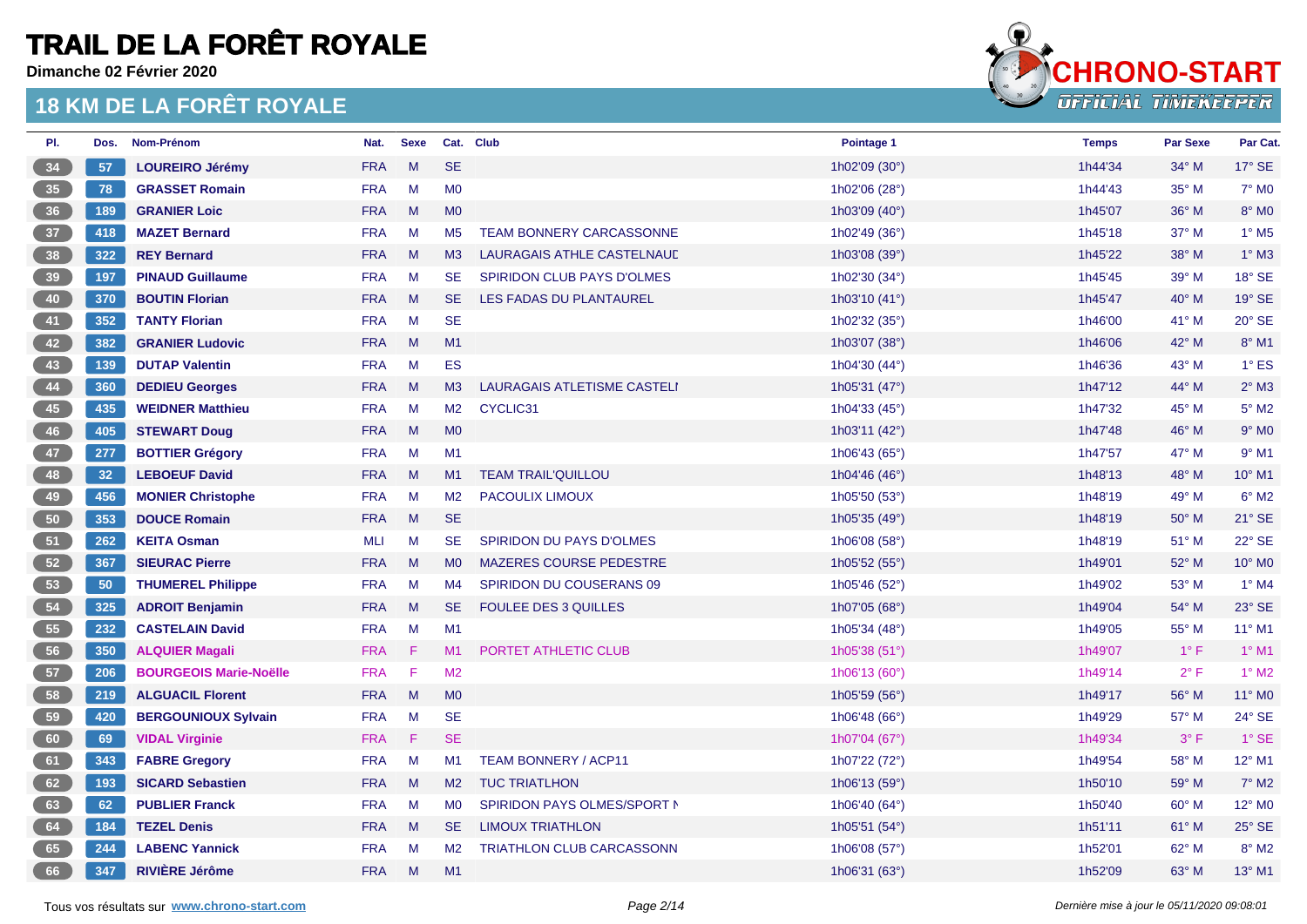# TRAIL DE LA FORÊT ROYALE

**Dimanche 02 Février 2020**

## 18 KM DE LA FORÊT ROYALE

| Pl. | Dos. | Nom-Prénom | Nat. | Sexe | Cat. | Club | Pointage 1 | Temps | Par Sexe | Par Cat. |
|---|---|---|---|---|---|---|---|---|---|---|
| 34 | 57 | **LOUREIRO Jérémy** | FRA | M | SE | | 1h02'09 (30°) | 1h44'34 | 34° M | 17° SE |
| 35 | 78 | **GRASSET Romain** | FRA | M | M0 | | 1h02'06 (28°) | 1h44'43 | 35° M | 7° M0 |
| 36 | 189 | **GRANIER Loic** | FRA | M | M0 | | 1h03'09 (40°) | 1h45'07 | 36° M | 8° M0 |
| 37 | 418 | **MAZET Bernard** | FRA | M | M5 | TEAM BONNERY CARCASSONNE | 1h02'49 (36°) | 1h45'18 | 37° M | 1° M5 |
| 38 | 322 | **REY Bernard** | FRA | M | M3 | LAURAGAIS ATHLE CASTELNAUD | 1h03'08 (39°) | 1h45'22 | 38° M | 1° M3 |
| 39 | 197 | **PINAUD Guillaume** | FRA | M | SE | SPIRIDON CLUB PAYS D'OLMES | 1h02'30 (34°) | 1h45'45 | 39° M | 18° SE |
| 40 | 370 | **BOUTIN Florian** | FRA | M | SE | LES FADAS DU PLANTAUREL | 1h03'10 (41°) | 1h45'47 | 40° M | 19° SE |
| 41 | 352 | **TANTY Florian** | FRA | M | SE | | 1h02'32 (35°) | 1h46'00 | 41° M | 20° SE |
| 42 | 382 | **GRANIER Ludovic** | FRA | M | M1 | | 1h03'07 (38°) | 1h46'06 | 42° M | 8° M1 |
| 43 | 139 | **DUTAP Valentin** | FRA | M | ES | | 1h04'30 (44°) | 1h46'36 | 43° M | 1° ES |
| 44 | 360 | **DEDIEU Georges** | FRA | M | M3 | LAURAGAIS ATLETISME CASTELI | 1h05'31 (47°) | 1h47'12 | 44° M | 2° M3 |
| 45 | 435 | **WEIDNER Matthieu** | FRA | M | M2 | CYCLIC31 | 1h04'33 (45°) | 1h47'32 | 45° M | 5° M2 |
| 46 | 405 | **STEWART Doug** | FRA | M | M0 | | 1h03'11 (42°) | 1h47'48 | 46° M | 9° M0 |
| 47 | 277 | **BOTTIER Grégory** | FRA | M | M1 | | 1h06'43 (65°) | 1h47'57 | 47° M | 9° M1 |
| 48 | 32 | **LEBOEUF David** | FRA | M | M1 | TEAM TRAIL'QUILLOU | 1h04'46 (46°) | 1h48'13 | 48° M | 10° M1 |
| 49 | 456 | **MONIER Christophe** | FRA | M | M2 | PACOULIX LIMOUX | 1h05'50 (53°) | 1h48'19 | 49° M | 6° M2 |
| 50 | 353 | **DOUCE Romain** | FRA | M | SE | | 1h05'35 (49°) | 1h48'19 | 50° M | 21° SE |
| 51 | 262 | **KEITA Osman** | MLI | M | SE | SPIRIDON DU PAYS D'OLMES | 1h06'08 (58°) | 1h48'19 | 51° M | 22° SE |
| 52 | 367 | **SIEURAC Pierre** | FRA | M | M0 | MAZERES COURSE PEDESTRE | 1h05'52 (55°) | 1h49'01 | 52° M | 10° M0 |
| 53 | 50 | **THUMEREL Philippe** | FRA | M | M4 | SPIRIDON DU COUSERANS 09 | 1h05'46 (52°) | 1h49'02 | 53° M | 1° M4 |
| 54 | 325 | **ADROIT Benjamin** | FRA | M | SE | FOULEE DES 3 QUILLES | 1h07'05 (68°) | 1h49'04 | 54° M | 23° SE |
| 55 | 232 | **CASTELAIN David** | FRA | M | M1 | | 1h05'34 (48°) | 1h49'05 | 55° M | 11° M1 |
| 56 | 350 | **ALQUIER Magali** | FRA | F | M1 | PORTET ATHLETIC CLUB | 1h05'38 (51°) | 1h49'07 | 1° F | 1° M1 |
| 57 | 206 | **BOURGEOIS Marie-Noëlle** | FRA | F | M2 | | 1h06'13 (60°) | 1h49'14 | 2° F | 1° M2 |
| 58 | 219 | **ALGUACIL Florent** | FRA | M | M0 | | 1h05'59 (56°) | 1h49'17 | 56° M | 11° M0 |
| 59 | 420 | **BERGOUNIOUX Sylvain** | FRA | M | SE | | 1h06'48 (66°) | 1h49'29 | 57° M | 24° SE |
| 60 | 69 | **VIDAL Virginie** | FRA | F | SE | | 1h07'04 (67°) | 1h49'34 | 3° F | 1° SE |
| 61 | 343 | **FABRE Gregory** | FRA | M | M1 | TEAM BONNERY / ACP11 | 1h07'22 (72°) | 1h49'54 | 58° M | 12° M1 |
| 62 | 193 | **SICARD Sebastien** | FRA | M | M2 | TUC TRIATHLON | 1h06'13 (59°) | 1h50'10 | 59° M | 7° M2 |
| 63 | 62 | **PUBLIER Franck** | FRA | M | M0 | SPIRIDON PAYS OLMES/SPORT N | 1h06'40 (64°) | 1h50'40 | 60° M | 12° M0 |
| 64 | 184 | **TEZEL Denis** | FRA | M | SE | LIMOUX TRIATHLON | 1h05'51 (54°) | 1h51'11 | 61° M | 25° SE |
| 65 | 244 | **LABENC Yannick** | FRA | M | M2 | TRIATHLON CLUB CARCASSONN | 1h06'08 (57°) | 1h52'01 | 62° M | 8° M2 |
| 66 | 347 | **RIVIÈRE Jérôme** | FRA | M | M1 | | 1h06'31 (63°) | 1h52'09 | 63° M | 13° M1 |

Tous vos résultats sur **www.chrono-start.com**

*Dernière mise à jour le 05/11/2020 09:08:01*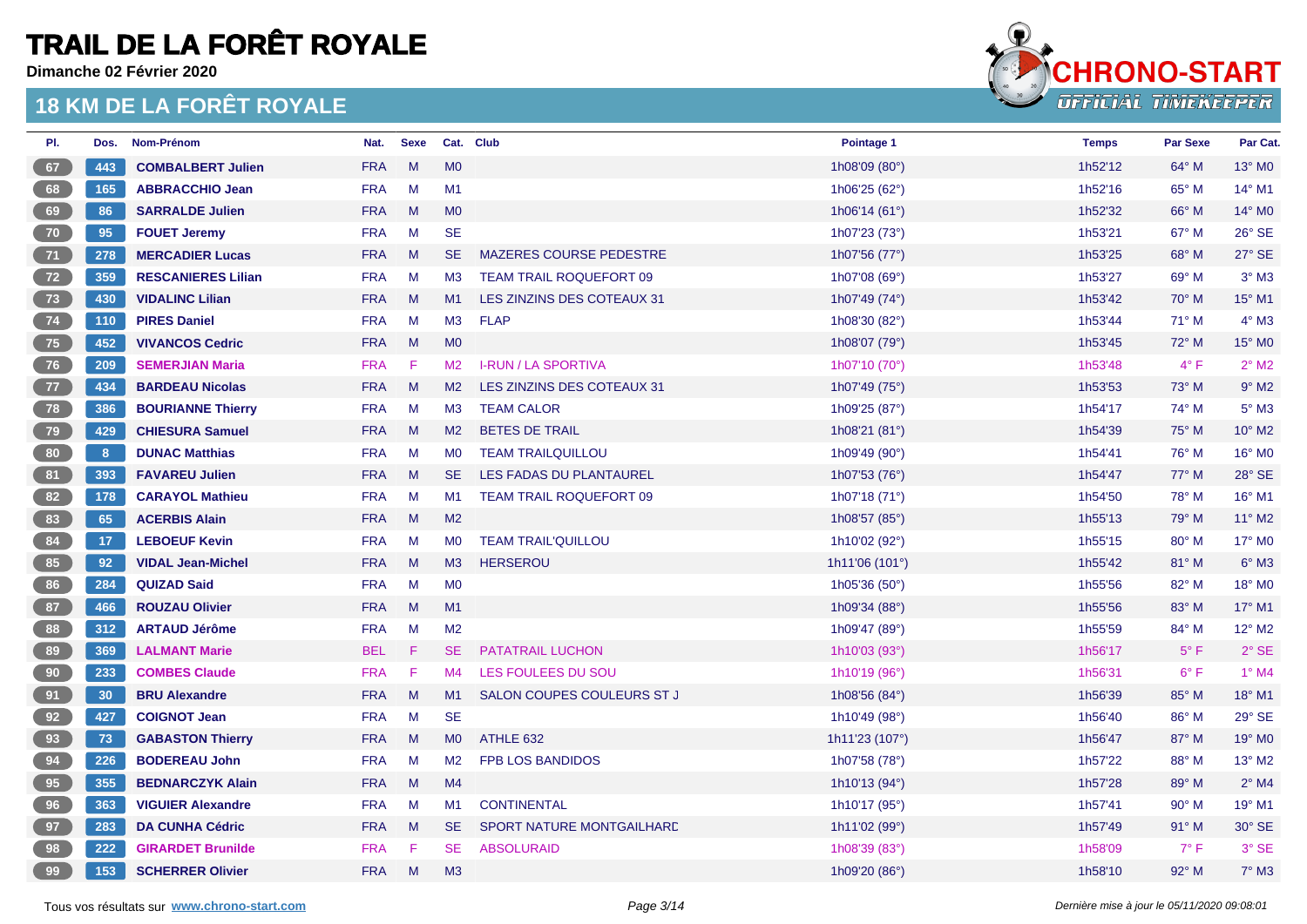# TRAIL DE LA FORÊT ROYALE

**Dimanche 02 Février 2020**

## 18 KM DE LA FORÊT ROYALE

| Pl. | Dos. | Nom-Prénom | Nat. | Sexe | Cat. | Club | Pointage 1 | Temps | Par Sexe | Par Cat. |
|---|---|---|---|---|---|---|---|---|---|---|
| 67 | 443 | **COMBALBERT Julien** | FRA | M | M0 | | 1h08'09 (80°) | 1h52'12 | 64° M | 13° M0 |
| 68 | 165 | **ABBRACCHIO Jean** | FRA | M | M1 | | 1h06'25 (62°) | 1h52'16 | 65° M | 14° M1 |
| 69 | 86 | **SARRALDE Julien** | FRA | M | M0 | | 1h06'14 (61°) | 1h52'32 | 66° M | 14° M0 |
| 70 | 95 | **FOUET Jeremy** | FRA | M | SE | | 1h07'23 (73°) | 1h53'21 | 67° M | 26° SE |
| 71 | 278 | **MERCADIER Lucas** | FRA | M | SE | MAZERES COURSE PEDESTRE | 1h07'56 (77°) | 1h53'25 | 68° M | 27° SE |
| 72 | 359 | **RESCANIERES Lilian** | FRA | M | M3 | TEAM TRAIL ROQUEFORT 09 | 1h07'08 (69°) | 1h53'27 | 69° M | 3° M3 |
| 73 | 430 | **VIDALINC Lilian** | FRA | M | M1 | LES ZINZINS DES COTEAUX 31 | 1h07'49 (74°) | 1h53'42 | 70° M | 15° M1 |
| 74 | 110 | **PIRES Daniel** | FRA | M | M3 | FLAP | 1h08'30 (82°) | 1h53'44 | 71° M | 4° M3 |
| 75 | 452 | **VIVANCOS Cedric** | FRA | M | M0 | | 1h08'07 (79°) | 1h53'45 | 72° M | 15° M0 |
| 76 | 209 | **SEMERJIAN Maria** | FRA | F | M2 | I-RUN / LA SPORTIVA | 1h07'10 (70°) | 1h53'48 | 4° F | 2° M2 |
| 77 | 434 | **BARDEAU Nicolas** | FRA | M | M2 | LES ZINZINS DES COTEAUX 31 | 1h07'49 (75°) | 1h53'53 | 73° M | 9° M2 |
| 78 | 386 | **BOURIANNE Thierry** | FRA | M | M3 | TEAM CALOR | 1h09'25 (87°) | 1h54'17 | 74° M | 5° M3 |
| 79 | 429 | **CHIESURA Samuel** | FRA | M | M2 | BETES DE TRAIL | 1h08'21 (81°) | 1h54'39 | 75° M | 10° M2 |
| 80 | 8 | **DUNAC Matthias** | FRA | M | M0 | TEAM TRAILQUILLOU | 1h09'49 (90°) | 1h54'41 | 76° M | 16° M0 |
| 81 | 393 | **FAVAREU Julien** | FRA | M | SE | LES FADAS DU PLANTAUREL | 1h07'53 (76°) | 1h54'47 | 77° M | 28° SE |
| 82 | 178 | **CARAYOL Mathieu** | FRA | M | M1 | TEAM TRAIL ROQUEFORT 09 | 1h07'18 (71°) | 1h54'50 | 78° M | 16° M1 |
| 83 | 65 | **ACERBIS Alain** | FRA | M | M2 | | 1h08'57 (85°) | 1h55'13 | 79° M | 11° M2 |
| 84 | 17 | **LEBOEUF Kevin** | FRA | M | M0 | TEAM TRAIL'QUILLOU | 1h10'02 (92°) | 1h55'15 | 80° M | 17° M0 |
| 85 | 92 | **VIDAL Jean-Michel** | FRA | M | M3 | HERSEROU | 1h11'06 (101°) | 1h55'42 | 81° M | 6° M3 |
| 86 | 284 | **QUIZAD Said** | FRA | M | M0 | | 1h05'36 (50°) | 1h55'56 | 82° M | 18° M0 |
| 87 | 466 | **ROUZAU Olivier** | FRA | M | M1 | | 1h09'34 (88°) | 1h55'56 | 83° M | 17° M1 |
| 88 | 312 | **ARTAUD Jérôme** | FRA | M | M2 | | 1h09'47 (89°) | 1h55'59 | 84° M | 12° M2 |
| 89 | 369 | **LALMANT Marie** | BEL | F | SE | PATATRAIL LUCHON | 1h10'03 (93°) | 1h56'17 | 5° F | 2° SE |
| 90 | 233 | **COMBES Claude** | FRA | F | M4 | LES FOULEES DU SOU | 1h10'19 (96°) | 1h56'31 | 6° F | 1° M4 |
| 91 | 30 | **BRU Alexandre** | FRA | M | M1 | SALON COUPES COULEURS ST J | 1h08'56 (84°) | 1h56'39 | 85° M | 18° M1 |
| 92 | 427 | **COIGNOT Jean** | FRA | M | SE | | 1h10'49 (98°) | 1h56'40 | 86° M | 29° SE |
| 93 | 73 | **GABASTON Thierry** | FRA | M | M0 | ATHLE 632 | 1h11'23 (107°) | 1h56'47 | 87° M | 19° M0 |
| 94 | 226 | **BODEREAU John** | FRA | M | M2 | FPB LOS BANDIDOS | 1h07'58 (78°) | 1h57'22 | 88° M | 13° M2 |
| 95 | 355 | **BEDNARCZYK Alain** | FRA | M | M4 | | 1h10'13 (94°) | 1h57'28 | 89° M | 2° M4 |
| 96 | 363 | **VIGUIER Alexandre** | FRA | M | M1 | CONTINENTAL | 1h10'17 (95°) | 1h57'41 | 90° M | 19° M1 |
| 97 | 283 | **DA CUNHA Cédric** | FRA | M | SE | SPORT NATURE MONTGAILHARD | 1h11'02 (99°) | 1h57'49 | 91° M | 30° SE |
| 98 | 222 | **GIRARDET Brunilde** | FRA | F | SE | ABSOLURAID | 1h08'39 (83°) | 1h58'09 | 7° F | 3° SE |
| 99 | 153 | **SCHERRER Olivier** | FRA | M | M3 | | 1h09'20 (86°) | 1h58'10 | 92° M | 7° M3 |

Tous vos résultats sur www.chrono-start.com

*Dernière mise à jour le 05/11/2020 09:08:01*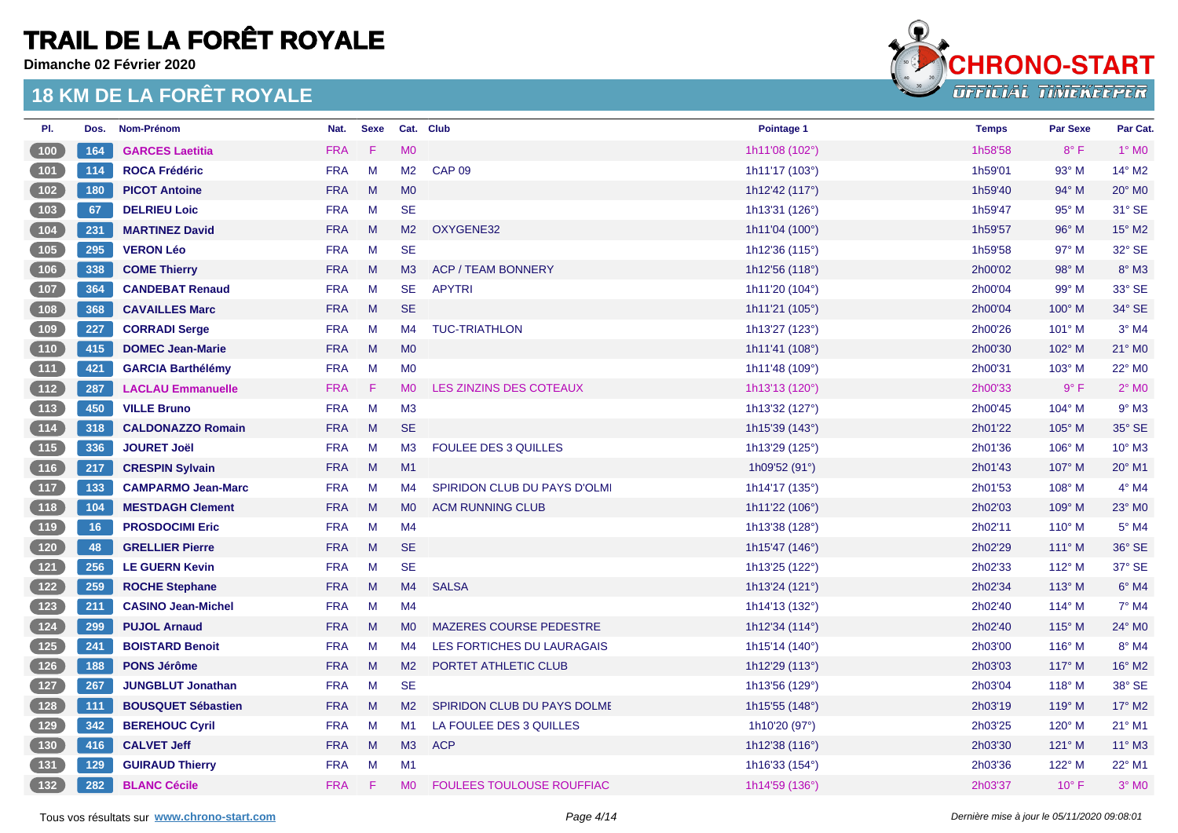# TRAIL DE LA FORÊT ROYALE

**Dimanche 02 Février 2020**

## 18 KM DE LA FORÊT ROYALE

| Pl. | Dos. | Nom-Prénom | Nat. | Sexe | Cat. | Club | Pointage 1 | Temps | Par Sexe | Par Cat. |
|---|---|---|---|---|---|---|---|---|---|---|
| 100 | 164 | **GARCES Laetitia** | FRA | F | M0 | | 1h11'08 (102°) | 1h58'58 | 8° F | 1° M0 |
| 101 | 114 | **ROCA Frédéric** | FRA | M | M2 | CAP 09 | 1h11'17 (103°) | 1h59'01 | 93° M | 14° M2 |
| 102 | 180 | **PICOT Antoine** | FRA | M | M0 | | 1h12'42 (117°) | 1h59'40 | 94° M | 20° M0 |
| 103 | 67 | **DELRIEU Loic** | FRA | M | SE | | 1h13'31 (126°) | 1h59'47 | 95° M | 31° SE |
| 104 | 231 | **MARTINEZ David** | FRA | M | M2 | OXYGENE32 | 1h11'04 (100°) | 1h59'57 | 96° M | 15° M2 |
| 105 | 295 | **VERON Léo** | FRA | M | SE | | 1h12'36 (115°) | 1h59'58 | 97° M | 32° SE |
| 106 | 338 | **COME Thierry** | FRA | M | M3 | ACP / TEAM BONNERY | 1h12'56 (118°) | 2h00'02 | 98° M | 8° M3 |
| 107 | 364 | **CANDEBAT Renaud** | FRA | M | SE | APYTRI | 1h11'20 (104°) | 2h00'04 | 99° M | 33° SE |
| 108 | 368 | **CAVAILLES Marc** | FRA | M | SE | | 1h11'21 (105°) | 2h00'04 | 100° M | 34° SE |
| 109 | 227 | **CORRADI Serge** | FRA | M | M4 | TUC-TRIATHLON | 1h13'27 (123°) | 2h00'26 | 101° M | 3° M4 |
| 110 | 415 | **DOMEC Jean-Marie** | FRA | M | M0 | | 1h11'41 (108°) | 2h00'30 | 102° M | 21° M0 |
| 111 | 421 | **GARCIA Barthélémy** | FRA | M | M0 | | 1h11'48 (109°) | 2h00'31 | 103° M | 22° M0 |
| 112 | 287 | **LACLAU Emmanuelle** | FRA | F | M0 | LES ZINZINS DES COTEAUX | 1h13'13 (120°) | 2h00'33 | 9° F | 2° M0 |
| 113 | 450 | **VILLE Bruno** | FRA | M | M3 | | 1h13'32 (127°) | 2h00'45 | 104° M | 9° M3 |
| 114 | 318 | **CALDONAZZO Romain** | FRA | M | SE | | 1h15'39 (143°) | 2h01'22 | 105° M | 35° SE |
| 115 | 336 | **JOURET Joël** | FRA | M | M3 | FOULEE DES 3 QUILLES | 1h13'29 (125°) | 2h01'36 | 106° M | 10° M3 |
| 116 | 217 | **CRESPIN Sylvain** | FRA | M | M1 | | 1h09'52 (91°) | 2h01'43 | 107° M | 20° M1 |
| 117 | 133 | **CAMPARMO Jean-Marc** | FRA | M | M4 | SPIRIDON CLUB DU PAYS D'OLMI | 1h14'17 (135°) | 2h01'53 | 108° M | 4° M4 |
| 118 | 104 | **MESTDAGH Clement** | FRA | M | M0 | ACM RUNNING CLUB | 1h11'22 (106°) | 2h02'03 | 109° M | 23° M0 |
| 119 | 16 | **PROSDOCIMI Eric** | FRA | M | M4 | | 1h13'38 (128°) | 2h02'11 | 110° M | 5° M4 |
| 120 | 48 | **GRELLIER Pierre** | FRA | M | SE | | 1h15'47 (146°) | 2h02'29 | 111° M | 36° SE |
| 121 | 256 | **LE GUERN Kevin** | FRA | M | SE | | 1h13'25 (122°) | 2h02'33 | 112° M | 37° SE |
| 122 | 259 | **ROCHE Stephane** | FRA | M | M4 | SALSA | 1h13'24 (121°) | 2h02'34 | 113° M | 6° M4 |
| 123 | 211 | **CASINO Jean-Michel** | FRA | M | M4 | | 1h14'13 (132°) | 2h02'40 | 114° M | 7° M4 |
| 124 | 299 | **PUJOL Arnaud** | FRA | M | M0 | MAZERES COURSE PEDESTRE | 1h12'34 (114°) | 2h02'40 | 115° M | 24° M0 |
| 125 | 241 | **BOISTARD Benoit** | FRA | M | M4 | LES FORTICHES DU LAURAGAIS | 1h15'14 (140°) | 2h03'00 | 116° M | 8° M4 |
| 126 | 188 | **PONS Jérôme** | FRA | M | M2 | PORTET ATHLETIC CLUB | 1h12'29 (113°) | 2h03'03 | 117° M | 16° M2 |
| 127 | 267 | **JUNGBLUT Jonathan** | FRA | M | SE | | 1h13'56 (129°) | 2h03'04 | 118° M | 38° SE |
| 128 | 111 | **BOUSQUET Sébastien** | FRA | M | M2 | SPIRIDON CLUB DU PAYS DOLME | 1h15'55 (148°) | 2h03'19 | 119° M | 17° M2 |
| 129 | 342 | **BEREHOUC Cyril** | FRA | M | M1 | LA FOULEE DES 3 QUILLES | 1h10'20 (97°) | 2h03'25 | 120° M | 21° M1 |
| 130 | 416 | **CALVET Jeff** | FRA | M | M3 | ACP | 1h12'38 (116°) | 2h03'30 | 121° M | 11° M3 |
| 131 | 129 | **GUIRAUD Thierry** | FRA | M | M1 | | 1h16'33 (154°) | 2h03'36 | 122° M | 22° M1 |
| 132 | 282 | **BLANC Cécile** | FRA | F | M0 | FOULEES TOULOUSE ROUFFIAC | 1h14'59 (136°) | 2h03'37 | 10° F | 3° M0 |

Tous vos résultats sur **www.chrono-start.com**

*Dernière mise à jour le 05/11/2020 09:08:01*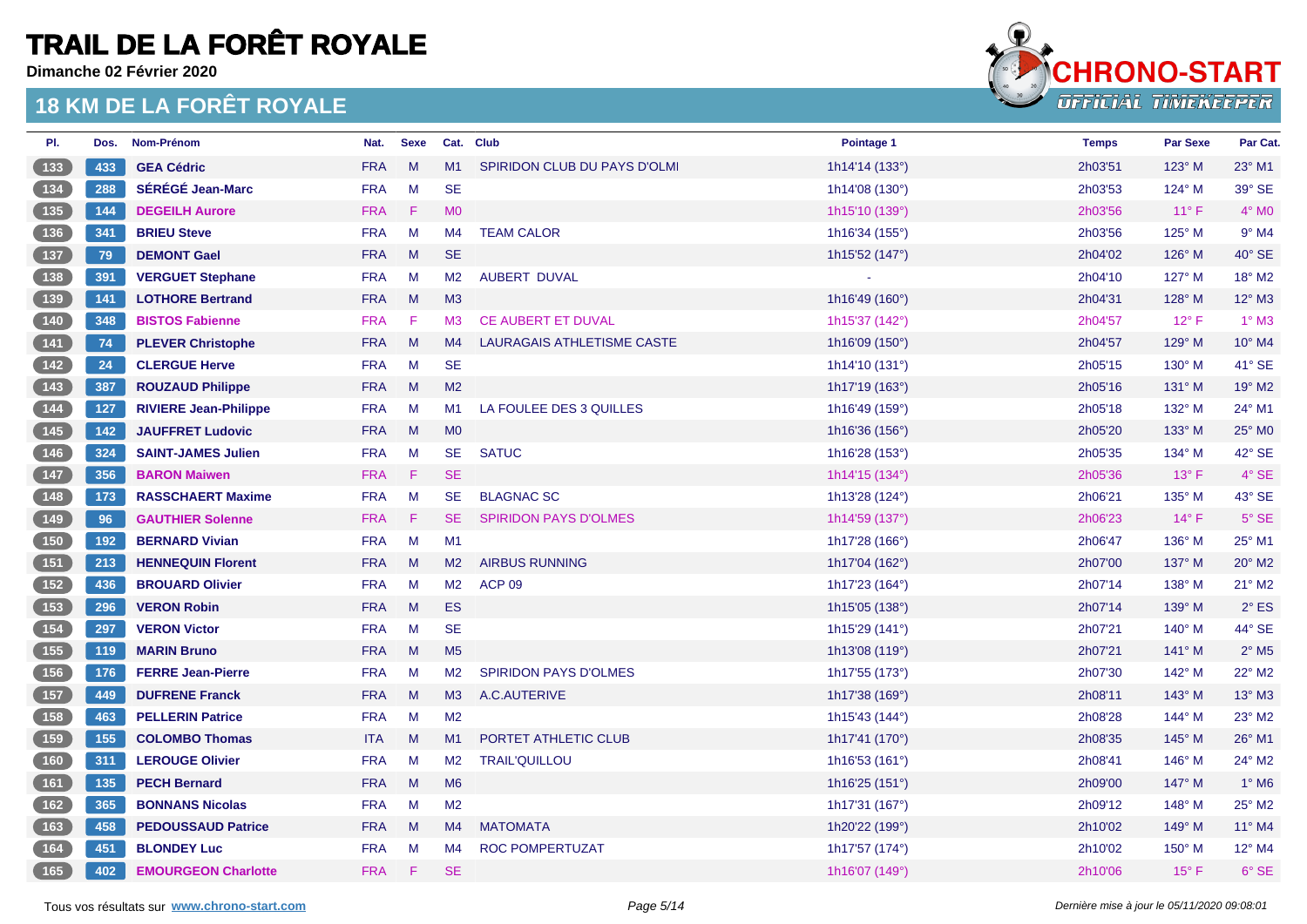# TRAIL DE LA FORÊT ROYALE

**Dimanche 02 Février 2020**

## 18 KM DE LA FORÊT ROYALE

| Pl. | Dos. | Nom-Prénom | Nat. | Sexe | Cat. | Club | Pointage 1 | Temps | Par Sexe | Par Cat. |
|---|---|---|---|---|---|---|---|---|---|---|
| 133 | 433 | **GEA Cédric** | FRA | M | M1 | SPIRIDON CLUB DU PAYS D'OLMI | 1h14'14 (133°) | 2h03'51 | 123° M | 23° M1 |
| 134 | 288 | **SÉRÉGÉ Jean-Marc** | FRA | M | SE | | 1h14'08 (130°) | 2h03'53 | 124° M | 39° SE |
| 135 | 144 | **DEGEILH Aurore** | FRA | F | M0 | | 1h15'10 (139°) | 2h03'56 | 11° F | 4° M0 |
| 136 | 341 | **BRIEU Steve** | FRA | M | M4 | TEAM CALOR | 1h16'34 (155°) | 2h03'56 | 125° M | 9° M4 |
| 137 | 79 | **DEMONT Gael** | FRA | M | SE | | 1h15'52 (147°) | 2h04'02 | 126° M | 40° SE |
| 138 | 391 | **VERGUET Stephane** | FRA | M | M2 | AUBERT DUVAL | - | 2h04'10 | 127° M | 18° M2 |
| 139 | 141 | **LOTHORE Bertrand** | FRA | M | M3 | | 1h16'49 (160°) | 2h04'31 | 128° M | 12° M3 |
| 140 | 348 | **BISTOS Fabienne** | FRA | F | M3 | CE AUBERT ET DUVAL | 1h15'37 (142°) | 2h04'57 | 12° F | 1° M3 |
| 141 | 74 | **PLEVER Christophe** | FRA | M | M4 | LAURAGAIS ATHLETISME CASTE | 1h16'09 (150°) | 2h04'57 | 129° M | 10° M4 |
| 142 | 24 | **CLERGUE Herve** | FRA | M | SE | | 1h14'10 (131°) | 2h05'15 | 130° M | 41° SE |
| 143 | 387 | **ROUZAUD Philippe** | FRA | M | M2 | | 1h17'19 (163°) | 2h05'16 | 131° M | 19° M2 |
| 144 | 127 | **RIVIERE Jean-Philippe** | FRA | M | M1 | LA FOULEE DES 3 QUILLES | 1h16'49 (159°) | 2h05'18 | 132° M | 24° M1 |
| 145 | 142 | **JAUFFRET Ludovic** | FRA | M | M0 | | 1h16'36 (156°) | 2h05'20 | 133° M | 25° M0 |
| 146 | 324 | **SAINT-JAMES Julien** | FRA | M | SE | SATUC | 1h16'28 (153°) | 2h05'35 | 134° M | 42° SE |
| 147 | 356 | **BARON Maiwen** | FRA | F | SE | | 1h14'15 (134°) | 2h05'36 | 13° F | 4° SE |
| 148 | 173 | **RASSCHAERT Maxime** | FRA | M | SE | BLAGNAC SC | 1h13'28 (124°) | 2h06'21 | 135° M | 43° SE |
| 149 | 96 | **GAUTHIER Solenne** | FRA | F | SE | SPIRIDON PAYS D'OLMES | 1h14'59 (137°) | 2h06'23 | 14° F | 5° SE |
| 150 | 192 | **BERNARD Vivian** | FRA | M | M1 | | 1h17'28 (166°) | 2h06'47 | 136° M | 25° M1 |
| 151 | 213 | **HENNEQUIN Florent** | FRA | M | M2 | AIRBUS RUNNING | 1h17'04 (162°) | 2h07'00 | 137° M | 20° M2 |
| 152 | 436 | **BROUARD Olivier** | FRA | M | M2 | ACP 09 | 1h17'23 (164°) | 2h07'14 | 138° M | 21° M2 |
| 153 | 296 | **VERON Robin** | FRA | M | ES | | 1h15'05 (138°) | 2h07'14 | 139° M | 2° ES |
| 154 | 297 | **VERON Victor** | FRA | M | SE | | 1h15'29 (141°) | 2h07'21 | 140° M | 44° SE |
| 155 | 119 | **MARIN Bruno** | FRA | M | M5 | | 1h13'08 (119°) | 2h07'21 | 141° M | 2° M5 |
| 156 | 176 | **FERRE Jean-Pierre** | FRA | M | M2 | SPIRIDON PAYS D'OLMES | 1h17'55 (173°) | 2h07'30 | 142° M | 22° M2 |
| 157 | 449 | **DUFRENE Franck** | FRA | M | M3 | A.C.AUTERIVE | 1h17'38 (169°) | 2h08'11 | 143° M | 13° M3 |
| 158 | 463 | **PELLERIN Patrice** | FRA | M | M2 | | 1h15'43 (144°) | 2h08'28 | 144° M | 23° M2 |
| 159 | 155 | **COLOMBO Thomas** | ITA | M | M1 | PORTET ATHLETIC CLUB | 1h17'41 (170°) | 2h08'35 | 145° M | 26° M1 |
| 160 | 311 | **LEROUGE Olivier** | FRA | M | M2 | TRAIL'QUILLOU | 1h16'53 (161°) | 2h08'41 | 146° M | 24° M2 |
| 161 | 135 | **PECH Bernard** | FRA | M | M6 | | 1h16'25 (151°) | 2h09'00 | 147° M | 1° M6 |
| 162 | 365 | **BONNANS Nicolas** | FRA | M | M2 | | 1h17'31 (167°) | 2h09'12 | 148° M | 25° M2 |
| 163 | 458 | **PEDOUSSAUD Patrice** | FRA | M | M4 | MATOMATA | 1h20'22 (199°) | 2h10'02 | 149° M | 11° M4 |
| 164 | 451 | **BLONDEY Luc** | FRA | M | M4 | ROC POMPERTUZAT | 1h17'57 (174°) | 2h10'02 | 150° M | 12° M4 |
| 165 | 402 | **EMOURGEON Charlotte** | FRA | F | SE | | 1h16'07 (149°) | 2h10'06 | 15° F | 6° SE |

Tous vos résultats sur **www.chrono-start.com**

*Dernière mise à jour le 05/11/2020 09:08:01*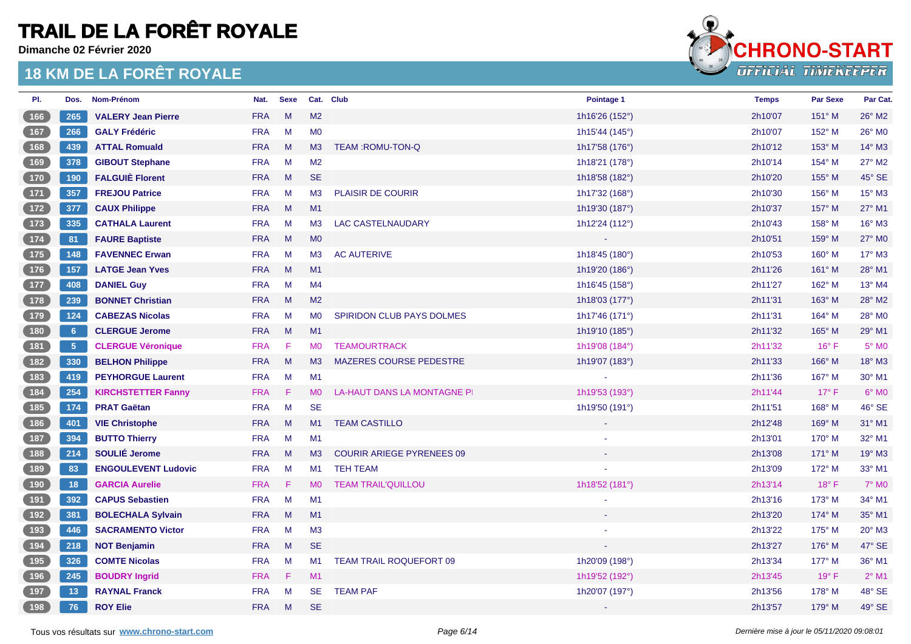# TRAIL DE LA FORÊT ROYALE

**Dimanche 02 Février 2020**

## 18 KM DE LA FORÊT ROYALE

| Pl. | Dos. | Nom-Prénom | Nat. | Sexe | Cat. | Club | Pointage 1 | Temps | Par Sexe | Par Cat. |
|---|---|---|---|---|---|---|---|---|---|---|
| 166 | 265 | **VALERY Jean Pierre** | FRA | M | M2 | | 1h16'26 (152°) | 2h10'07 | 151° M | 26° M2 |
| 167 | 266 | **GALY Frédéric** | FRA | M | M0 | | 1h15'44 (145°) | 2h10'07 | 152° M | 26° M0 |
| 168 | 439 | **ATTAL Romuald** | FRA | M | M3 | TEAM :ROMU-TON-Q | 1h17'58 (176°) | 2h10'12 | 153° M | 14° M3 |
| 169 | 378 | **GIBOUT Stephane** | FRA | M | M2 | | 1h18'21 (178°) | 2h10'14 | 154° M | 27° M2 |
| 170 | 190 | **FALGUIÈ Florent** | FRA | M | SE | | 1h18'58 (182°) | 2h10'20 | 155° M | 45° SE |
| 171 | 357 | **FREJOU Patrice** | FRA | M | M3 | PLAISIR DE COURIR | 1h17'32 (168°) | 2h10'30 | 156° M | 15° M3 |
| 172 | 377 | **CAUX Philippe** | FRA | M | M1 | | 1h19'30 (187°) | 2h10'37 | 157° M | 27° M1 |
| 173 | 335 | **CATHALA Laurent** | FRA | M | M3 | LAC CASTELNAUDARY | 1h12'24 (112°) | 2h10'43 | 158° M | 16° M3 |
| 174 | 81 | **FAURE Baptiste** | FRA | M | M0 | | - | 2h10'51 | 159° M | 27° M0 |
| 175 | 148 | **FAVENNEC Erwan** | FRA | M | M3 | AC AUTERIVE | 1h18'45 (180°) | 2h10'53 | 160° M | 17° M3 |
| 176 | 157 | **LATGE Jean Yves** | FRA | M | M1 | | 1h19'20 (186°) | 2h11'26 | 161° M | 28° M1 |
| 177 | 408 | **DANIEL Guy** | FRA | M | M4 | | 1h16'45 (158°) | 2h11'27 | 162° M | 13° M4 |
| 178 | 239 | **BONNET Christian** | FRA | M | M2 | | 1h18'03 (177°) | 2h11'31 | 163° M | 28° M2 |
| 179 | 124 | **CABEZAS Nicolas** | FRA | M | M0 | SPIRIDON CLUB PAYS DOLMES | 1h17'46 (171°) | 2h11'31 | 164° M | 28° M0 |
| 180 | 6 | **CLERGUE Jerome** | FRA | M | M1 | | 1h19'10 (185°) | 2h11'32 | 165° M | 29° M1 |
| 181 | 5 | **CLERGUE Véronique** | FRA | F | M0 | TEAMOURTRACK | 1h19'08 (184°) | 2h11'32 | 16° F | 5° M0 |
| 182 | 330 | **BELHON Philippe** | FRA | M | M3 | MAZERES COURSE PEDESTRE | 1h19'07 (183°) | 2h11'33 | 166° M | 18° M3 |
| 183 | 419 | **PEYHORGUE Laurent** | FRA | M | M1 | | - | 2h11'36 | 167° M | 30° M1 |
| 184 | 254 | **KIRCHSTETTER Fanny** | FRA | F | M0 | LA-HAUT DANS LA MONTAGNE P | 1h19'53 (193°) | 2h11'44 | 17° F | 6° M0 |
| 185 | 174 | **PRAT Gaëtan** | FRA | M | SE | | 1h19'50 (191°) | 2h11'51 | 168° M | 46° SE |
| 186 | 401 | **VIE Christophe** | FRA | M | M1 | TEAM CASTILLO | - | 2h12'48 | 169° M | 31° M1 |
| 187 | 394 | **BUTTO Thierry** | FRA | M | M1 | | - | 2h13'01 | 170° M | 32° M1 |
| 188 | 214 | **SOULIÉ Jerome** | FRA | M | M3 | COURIR ARIEGE PYRENEES 09 | - | 2h13'08 | 171° M | 19° M3 |
| 189 | 83 | **ENGOULEVENT Ludovic** | FRA | M | M1 | TEH TEAM | - | 2h13'09 | 172° M | 33° M1 |
| 190 | 18 | **GARCIA Aurelie** | FRA | F | M0 | TEAM TRAIL'QUILLOU | 1h18'52 (181°) | 2h13'14 | 18° F | 7° M0 |
| 191 | 392 | **CAPUS Sebastien** | FRA | M | M1 | | - | 2h13'16 | 173° M | 34° M1 |
| 192 | 381 | **BOLECHALA Sylvain** | FRA | M | M1 | | - | 2h13'20 | 174° M | 35° M1 |
| 193 | 446 | **SACRAMENTO Victor** | FRA | M | M3 | | - | 2h13'22 | 175° M | 20° M3 |
| 194 | 218 | **NOT Benjamin** | FRA | M | SE | | - | 2h13'27 | 176° M | 47° SE |
| 195 | 326 | **COMTE Nicolas** | FRA | M | M1 | TEAM TRAIL ROQUEFORT 09 | 1h20'09 (198°) | 2h13'34 | 177° M | 36° M1 |
| 196 | 245 | **BOUDRY Ingrid** | FRA | F | M1 | | 1h19'52 (192°) | 2h13'45 | 19° F | 2° M1 |
| 197 | 13 | **RAYNAL Franck** | FRA | M | SE | TEAM PAF | 1h20'07 (197°) | 2h13'56 | 178° M | 48° SE |
| 198 | 76 | **ROY Elie** | FRA | M | SE | | - | 2h13'57 | 179° M | 49° SE |

Tous vos résultats sur **www.chrono-start.com**

*Dernière mise à jour le 05/11/2020 09:08:01*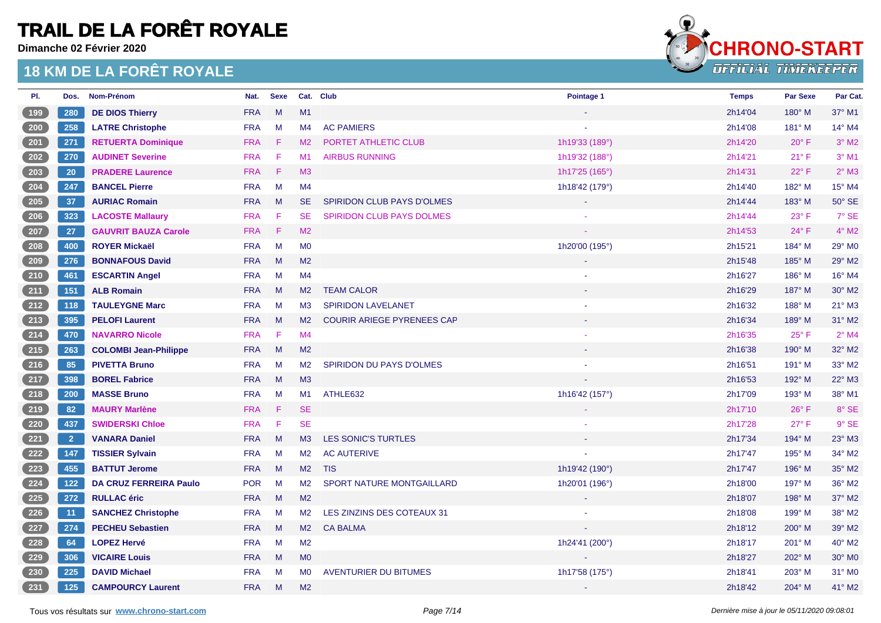# TRAIL DE LA FORÊT ROYALE

**Dimanche 02 Février 2020**

## 18 KM DE LA FORÊT ROYALE

| Pl. | Dos. | Nom-Prénom | Nat. | Sexe | Cat. | Club | Pointage 1 | Temps | Par Sexe | Par Cat. |
|---|---|---|---|---|---|---|---|---|---|---|
| 199 | 280 | **DE DIOS Thierry** | FRA | M | M1 | | - | 2h14'04 | 180° M | 37° M1 |
| 200 | 258 | **LATRE Christophe** | FRA | M | M4 | AC PAMIERS | - | 2h14'08 | 181° M | 14° M4 |
| 201 | 271 | **RETUERTA Dominique** | FRA | F | M2 | PORTET ATHLETIC CLUB | 1h19'33 (189°) | 2h14'20 | 20° F | 3° M2 |
| 202 | 270 | **AUDINET Severine** | FRA | F | M1 | AIRBUS RUNNING | 1h19'32 (188°) | 2h14'21 | 21° F | 3° M1 |
| 203 | 20 | **PRADERE Laurence** | FRA | F | M3 | | 1h17'25 (165°) | 2h14'31 | 22° F | 2° M3 |
| 204 | 247 | **BANCEL Pierre** | FRA | M | M4 | | 1h18'42 (179°) | 2h14'40 | 182° M | 15° M4 |
| 205 | 37 | **AURIAC Romain** | FRA | M | SE | SPIRIDON CLUB PAYS D'OLMES | - | 2h14'44 | 183° M | 50° SE |
| 206 | 323 | **LACOSTE Mallaury** | FRA | F | SE | SPIRIDON CLUB PAYS DOLMES | - | 2h14'44 | 23° F | 7° SE |
| 207 | 27 | **GAUVRIT BAUZA Carole** | FRA | F | M2 | | - | 2h14'53 | 24° F | 4° M2 |
| 208 | 400 | **ROYER Mickaël** | FRA | M | M0 | | 1h20'00 (195°) | 2h15'21 | 184° M | 29° M0 |
| 209 | 276 | **BONNAFOUS David** | FRA | M | M2 | | - | 2h15'48 | 185° M | 29° M2 |
| 210 | 461 | **ESCARTIN Angel** | FRA | M | M4 | | - | 2h16'27 | 186° M | 16° M4 |
| 211 | 151 | **ALB Romain** | FRA | M | M2 | TEAM CALOR | - | 2h16'29 | 187° M | 30° M2 |
| 212 | 118 | **TAULEYGNE Marc** | FRA | M | M3 | SPIRIDON LAVELANET | - | 2h16'32 | 188° M | 21° M3 |
| 213 | 395 | **PELOFI Laurent** | FRA | M | M2 | COURIR ARIEGE PYRENEES CAP | - | 2h16'34 | 189° M | 31° M2 |
| 214 | 470 | **NAVARRO Nicole** | FRA | F | M4 | | - | 2h16'35 | 25° F | 2° M4 |
| 215 | 263 | **COLOMBI Jean-Philippe** | FRA | M | M2 | | - | 2h16'38 | 190° M | 32° M2 |
| 216 | 85 | **PIVETTA Bruno** | FRA | M | M2 | SPIRIDON DU PAYS D'OLMES | - | 2h16'51 | 191° M | 33° M2 |
| 217 | 398 | **BOREL Fabrice** | FRA | M | M3 | | - | 2h16'53 | 192° M | 22° M3 |
| 218 | 200 | **MASSE Bruno** | FRA | M | M1 | ATHLE632 | 1h16'42 (157°) | 2h17'09 | 193° M | 38° M1 |
| 219 | 82 | **MAURY Marlène** | FRA | F | SE | | - | 2h17'10 | 26° F | 8° SE |
| 220 | 437 | **SWIDERSKI Chloe** | FRA | F | SE | | - | 2h17'28 | 27° F | 9° SE |
| 221 | 2 | **VANARA Daniel** | FRA | M | M3 | LES SONIC'S TURTLES | - | 2h17'34 | 194° M | 23° M3 |
| 222 | 147 | **TISSIER Sylvain** | FRA | M | M2 | AC AUTERIVE | - | 2h17'47 | 195° M | 34° M2 |
| 223 | 455 | **BATTUT Jerome** | FRA | M | M2 | TIS | 1h19'42 (190°) | 2h17'47 | 196° M | 35° M2 |
| 224 | 122 | **DA CRUZ FERREIRA Paulo** | POR | M | M2 | SPORT NATURE MONTGAILLARD | 1h20'01 (196°) | 2h18'00 | 197° M | 36° M2 |
| 225 | 272 | **RULLAC éric** | FRA | M | M2 | | - | 2h18'07 | 198° M | 37° M2 |
| 226 | 11 | **SANCHEZ Christophe** | FRA | M | M2 | LES ZINZINS DES COTEAUX 31 | - | 2h18'08 | 199° M | 38° M2 |
| 227 | 274 | **PECHEU Sebastien** | FRA | M | M2 | CA BALMA | - | 2h18'12 | 200° M | 39° M2 |
| 228 | 64 | **LOPEZ Hervé** | FRA | M | M2 | | 1h24'41 (200°) | 2h18'17 | 201° M | 40° M2 |
| 229 | 306 | **VICAIRE Louis** | FRA | M | M0 | | - | 2h18'27 | 202° M | 30° M0 |
| 230 | 225 | **DAVID Michael** | FRA | M | M0 | AVENTURIER DU BITUMES | 1h17'58 (175°) | 2h18'41 | 203° M | 31° M0 |
| 231 | 125 | **CAMPOURCY Laurent** | FRA | M | M2 | | - | 2h18'42 | 204° M | 41° M2 |

Tous vos résultats sur **www.chrono-start.com**

*Dernière mise à jour le 05/11/2020 09:08:01*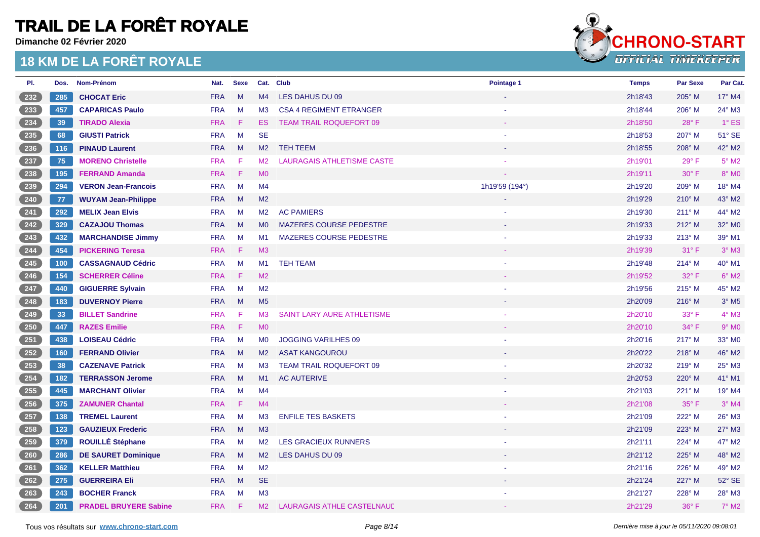# TRAIL DE LA FORÊT ROYALE

**Dimanche 02 Février 2020**

## 18 KM DE LA FORÊT ROYALE

| Pl. | Dos. | Nom-Prénom | Nat. | Sexe | Cat. | Club | Pointage 1 | Temps | Par Sexe | Par Cat. |
|---|---|---|---|---|---|---|---|---|---|---|
| 232 | 285 | **CHOCAT Eric** | FRA | M | M4 | LES DAHUS DU 09 | - | 2h18'43 | 205° M | 17° M4 |
| 233 | 457 | **CAPARICAS Paulo** | FRA | M | M3 | CSA 4 REGIMENT ETRANGER | - | 2h18'44 | 206° M | 24° M3 |
| 234 | 39 | **TIRADO Alexia** | FRA | F | ES | TEAM TRAIL ROQUEFORT 09 | - | 2h18'50 | 28° F | 1° ES |
| 235 | 68 | **GIUSTI Patrick** | FRA | M | SE | | - | 2h18'53 | 207° M | 51° SE |
| 236 | 116 | **PINAUD Laurent** | FRA | M | M2 | TEH TEEM | - | 2h18'55 | 208° M | 42° M2 |
| 237 | 75 | **MORENO Christelle** | FRA | F | M2 | LAURAGAIS ATHLETISME CASTE | - | 2h19'01 | 29° F | 5° M2 |
| 238 | 195 | **FERRAND Amanda** | FRA | F | M0 | | - | 2h19'11 | 30° F | 8° M0 |
| 239 | 294 | **VERON Jean-Francois** | FRA | M | M4 | | 1h19'59 (194°) | 2h19'20 | 209° M | 18° M4 |
| 240 | 77 | **WUYAM Jean-Philippe** | FRA | M | M2 | | - | 2h19'29 | 210° M | 43° M2 |
| 241 | 292 | **MELIX Jean Elvis** | FRA | M | M2 | AC PAMIERS | - | 2h19'30 | 211° M | 44° M2 |
| 242 | 329 | **CAZAJOU Thomas** | FRA | M | M0 | MAZERES COURSE PEDESTRE | - | 2h19'33 | 212° M | 32° M0 |
| 243 | 432 | **MARCHANDISE Jimmy** | FRA | M | M1 | MAZERES COURSE PEDESTRE | - | 2h19'33 | 213° M | 39° M1 |
| 244 | 454 | **PICKERING Teresa** | FRA | F | M3 | | - | 2h19'39 | 31° F | 3° M3 |
| 245 | 100 | **CASSAGNAUD Cédric** | FRA | M | M1 | TEH TEAM | - | 2h19'48 | 214° M | 40° M1 |
| 246 | 154 | **SCHERRER Céline** | FRA | F | M2 | | - | 2h19'52 | 32° F | 6° M2 |
| 247 | 440 | **GIGUERRE Sylvain** | FRA | M | M2 | | - | 2h19'56 | 215° M | 45° M2 |
| 248 | 183 | **DUVERNOY Pierre** | FRA | M | M5 | | - | 2h20'09 | 216° M | 3° M5 |
| 249 | 33 | **BILLET Sandrine** | FRA | F | M3 | SAINT LARY AURE ATHLETISME | - | 2h20'10 | 33° F | 4° M3 |
| 250 | 447 | **RAZES Emilie** | FRA | F | M0 | | - | 2h20'10 | 34° F | 9° M0 |
| 251 | 438 | **LOISEAU Cédric** | FRA | M | M0 | JOGGING VARILHES 09 | - | 2h20'16 | 217° M | 33° M0 |
| 252 | 160 | **FERRAND Olivier** | FRA | M | M2 | ASAT KANGOUROU | - | 2h20'22 | 218° M | 46° M2 |
| 253 | 38 | **CAZENAVE Patrick** | FRA | M | M3 | TEAM TRAIL ROQUEFORT 09 | - | 2h20'32 | 219° M | 25° M3 |
| 254 | 182 | **TERRASSON Jerome** | FRA | M | M1 | AC AUTERIVE | - | 2h20'53 | 220° M | 41° M1 |
| 255 | 445 | **MARCHANT Olivier** | FRA | M | M4 | | - | 2h21'03 | 221° M | 19° M4 |
| 256 | 375 | **ZAMUNER Chantal** | FRA | F | M4 | | - | 2h21'08 | 35° F | 3° M4 |
| 257 | 138 | **TREMEL Laurent** | FRA | M | M3 | ENFILE TES BASKETS | - | 2h21'09 | 222° M | 26° M3 |
| 258 | 123 | **GAUZIEUX Frederic** | FRA | M | M3 | | - | 2h21'09 | 223° M | 27° M3 |
| 259 | 379 | **ROUILLÉ Stéphane** | FRA | M | M2 | LES GRACIEUX RUNNERS | - | 2h21'11 | 224° M | 47° M2 |
| 260 | 286 | **DE SAURET Dominique** | FRA | M | M2 | LES DAHUS DU 09 | - | 2h21'12 | 225° M | 48° M2 |
| 261 | 362 | **KELLER Matthieu** | FRA | M | M2 | | - | 2h21'16 | 226° M | 49° M2 |
| 262 | 275 | **GUERREIRA Eli** | FRA | M | SE | | - | 2h21'24 | 227° M | 52° SE |
| 263 | 243 | **BOCHER Franck** | FRA | M | M3 | | - | 2h21'27 | 228° M | 28° M3 |
| 264 | 201 | **PRADEL BRUYERE Sabine** | FRA | F | M2 | LAURAGAIS ATHLE CASTELNAUD | - | 2h21'29 | 36° F | 7° M2 |

Tous vos résultats sur **www.chrono-start.com**

*Dernière mise à jour le 05/11/2020 09:08:01*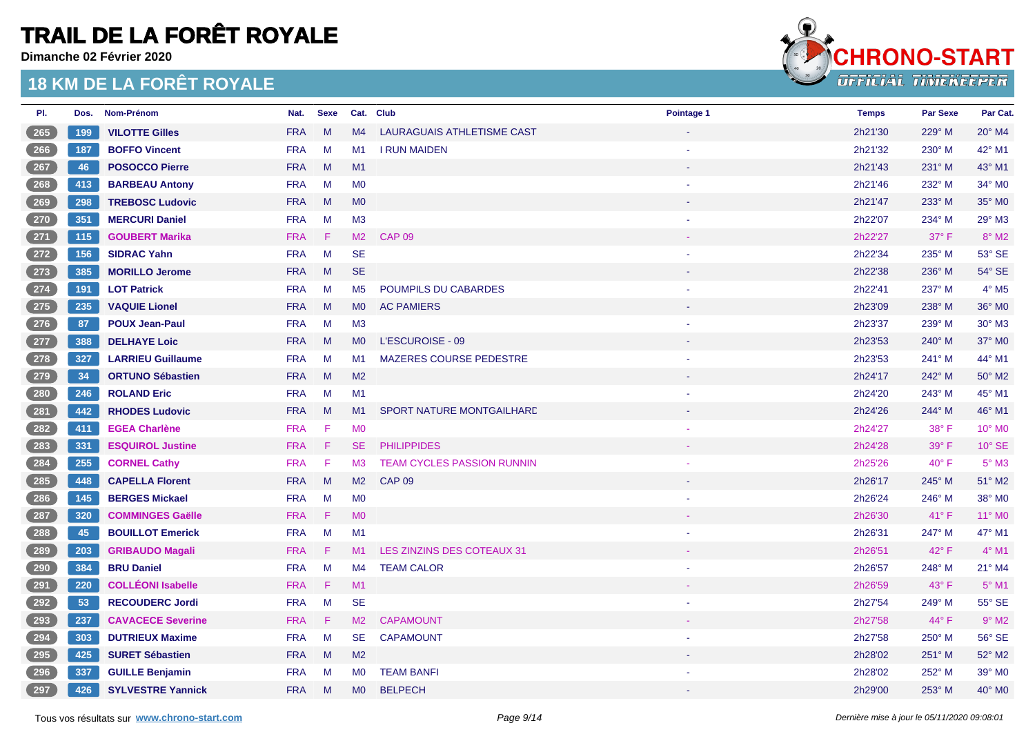# TRAIL DE LA FORÊT ROYALE

**Dimanche 02 Février 2020**

## 18 KM DE LA FORÊT ROYALE

| Pl. | Dos. | Nom-Prénom | Nat. | Sexe | Cat. | Club | Pointage 1 | Temps | Par Sexe | Par Cat. |
|---|---|---|---|---|---|---|---|---|---|---|
| 265 | 199 | **VILOTTE Gilles** | FRA | M | M4 | LAURAGUAIS ATHLETISME CAST | - | 2h21'30 | 229° M | 20° M4 |
| 266 | 187 | **BOFFO Vincent** | FRA | M | M1 | I RUN MAIDEN | - | 2h21'32 | 230° M | 42° M1 |
| 267 | 46 | **POSOCCO Pierre** | FRA | M | M1 | | - | 2h21'43 | 231° M | 43° M1 |
| 268 | 413 | **BARBEAU Antony** | FRA | M | M0 | | - | 2h21'46 | 232° M | 34° M0 |
| 269 | 298 | **TREBOSC Ludovic** | FRA | M | M0 | | - | 2h21'47 | 233° M | 35° M0 |
| 270 | 351 | **MERCURI Daniel** | FRA | M | M3 | | - | 2h22'07 | 234° M | 29° M3 |
| 271 | 115 | **GOUBERT Marika** | FRA | F | M2 | CAP 09 | - | 2h22'27 | 37° F | 8° M2 |
| 272 | 156 | **SIDRAC Yahn** | FRA | M | SE | | - | 2h22'34 | 235° M | 53° SE |
| 273 | 385 | **MORILLO Jerome** | FRA | M | SE | | - | 2h22'38 | 236° M | 54° SE |
| 274 | 191 | **LOT Patrick** | FRA | M | M5 | POUMPILS DU CABARDES | - | 2h22'41 | 237° M | 4° M5 |
| 275 | 235 | **VAQUIE Lionel** | FRA | M | M0 | AC PAMIERS | - | 2h23'09 | 238° M | 36° M0 |
| 276 | 87 | **POUX Jean-Paul** | FRA | M | M3 | | - | 2h23'37 | 239° M | 30° M3 |
| 277 | 388 | **DELHAYE Loic** | FRA | M | M0 | L'ESCUROISE - 09 | - | 2h23'53 | 240° M | 37° M0 |
| 278 | 327 | **LARRIEU Guillaume** | FRA | M | M1 | MAZERES COURSE PEDESTRE | - | 2h23'53 | 241° M | 44° M1 |
| 279 | 34 | **ORTUNO Sébastien** | FRA | M | M2 | | - | 2h24'17 | 242° M | 50° M2 |
| 280 | 246 | **ROLAND Eric** | FRA | M | M1 | | - | 2h24'20 | 243° M | 45° M1 |
| 281 | 442 | **RHODES Ludovic** | FRA | M | M1 | SPORT NATURE MONTGAILHARD | - | 2h24'26 | 244° M | 46° M1 |
| 282 | 411 | **EGEA Charlène** | FRA | F | M0 | | - | 2h24'27 | 38° F | 10° M0 |
| 283 | 331 | **ESQUIROL Justine** | FRA | F | SE | PHILIPPIDES | - | 2h24'28 | 39° F | 10° SE |
| 284 | 255 | **CORNEL Cathy** | FRA | F | M3 | TEAM CYCLES PASSION RUNNIN | - | 2h25'26 | 40° F | 5° M3 |
| 285 | 448 | **CAPELLA Florent** | FRA | M | M2 | CAP 09 | - | 2h26'17 | 245° M | 51° M2 |
| 286 | 145 | **BERGES Mickael** | FRA | M | M0 | | - | 2h26'24 | 246° M | 38° M0 |
| 287 | 320 | **COMMINGES Gaëlle** | FRA | F | M0 | | - | 2h26'30 | 41° F | 11° M0 |
| 288 | 45 | **BOUILLOT Emerick** | FRA | M | M1 | | - | 2h26'31 | 247° M | 47° M1 |
| 289 | 203 | **GRIBAUDO Magali** | FRA | F | M1 | LES ZINZINS DES COTEAUX 31 | - | 2h26'51 | 42° F | 4° M1 |
| 290 | 384 | **BRU Daniel** | FRA | M | M4 | TEAM CALOR | - | 2h26'57 | 248° M | 21° M4 |
| 291 | 220 | **COLLÉONI Isabelle** | FRA | F | M1 | | - | 2h26'59 | 43° F | 5° M1 |
| 292 | 53 | **RECOUDERC Jordi** | FRA | M | SE | | - | 2h27'54 | 249° M | 55° SE |
| 293 | 237 | **CAVACECE Severine** | FRA | F | M2 | CAPAMOUNT | - | 2h27'58 | 44° F | 9° M2 |
| 294 | 303 | **DUTRIEUX Maxime** | FRA | M | SE | CAPAMOUNT | - | 2h27'58 | 250° M | 56° SE |
| 295 | 425 | **SURET Sébastien** | FRA | M | M2 | | - | 2h28'02 | 251° M | 52° M2 |
| 296 | 337 | **GUILLE Benjamin** | FRA | M | M0 | TEAM BANFI | - | 2h28'02 | 252° M | 39° M0 |
| 297 | 426 | **SYLVESTRE Yannick** | FRA | M | M0 | BELPECH | - | 2h29'00 | 253° M | 40° M0 |

Tous vos résultats sur www.chrono-start.com

*Dernière mise à jour le 05/11/2020 09:08:01*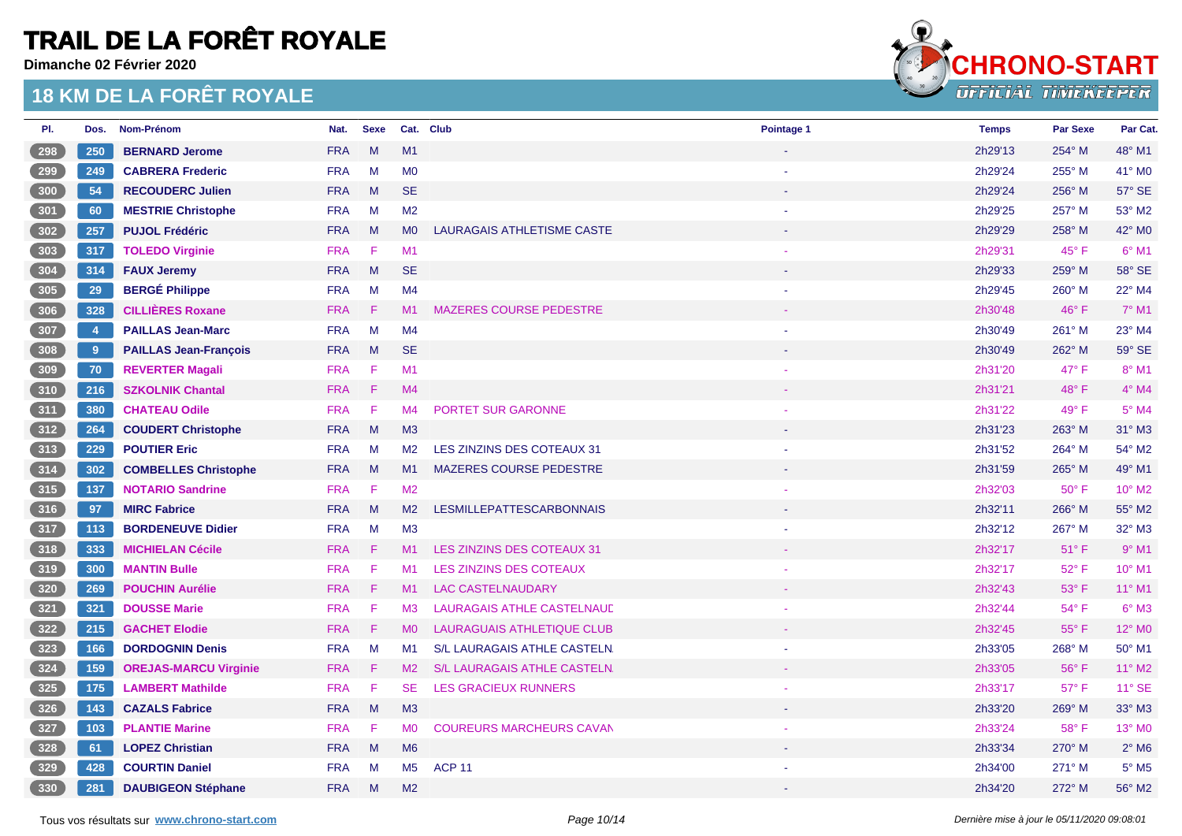# TRAIL DE LA FORÊT ROYALE

**Dimanche 02 Février 2020**

## 18 KM DE LA FORÊT ROYALE

| Pl. | Dos. | Nom-Prénom | Nat. | Sexe | Cat. | Club | Pointage 1 | Temps | Par Sexe | Par Cat. |
|---|---|---|---|---|---|---|---|---|---|---|
| 298 | 250 | **BERNARD Jerome** | FRA | M | M1 | | - | 2h29'13 | 254° M | 48° M1 |
| 299 | 249 | **CABRERA Frederic** | FRA | M | M0 | | - | 2h29'24 | 255° M | 41° M0 |
| 300 | 54 | **RECOUDERC Julien** | FRA | M | SE | | - | 2h29'24 | 256° M | 57° SE |
| 301 | 60 | **MESTRIE Christophe** | FRA | M | M2 | | - | 2h29'25 | 257° M | 53° M2 |
| 302 | 257 | **PUJOL Frédéric** | FRA | M | M0 | LAURAGAIS ATHLETISME CASTE | - | 2h29'29 | 258° M | 42° M0 |
| 303 | 317 | **TOLEDO Virginie** | FRA | F | M1 | | - | 2h29'31 | 45° F | 6° M1 |
| 304 | 314 | **FAUX Jeremy** | FRA | M | SE | | - | 2h29'33 | 259° M | 58° SE |
| 305 | 29 | **BERGÉ Philippe** | FRA | M | M4 | | - | 2h29'45 | 260° M | 22° M4 |
| 306 | 328 | **CILLIÈRES Roxane** | FRA | F | M1 | MAZERES COURSE PEDESTRE | - | 2h30'48 | 46° F | 7° M1 |
| 307 | 4 | **PAILLAS Jean-Marc** | FRA | M | M4 | | - | 2h30'49 | 261° M | 23° M4 |
| 308 | 9 | **PAILLAS Jean-François** | FRA | M | SE | | - | 2h30'49 | 262° M | 59° SE |
| 309 | 70 | **REVERTER Magali** | FRA | F | M1 | | - | 2h31'20 | 47° F | 8° M1 |
| 310 | 216 | **SZKOLNIK Chantal** | FRA | F | M4 | | - | 2h31'21 | 48° F | 4° M4 |
| 311 | 380 | **CHATEAU Odile** | FRA | F | M4 | PORTET SUR GARONNE | - | 2h31'22 | 49° F | 5° M4 |
| 312 | 264 | **COUDERT Christophe** | FRA | M | M3 | | - | 2h31'23 | 263° M | 31° M3 |
| 313 | 229 | **POUTIER Eric** | FRA | M | M2 | LES ZINZINS DES COTEAUX 31 | - | 2h31'52 | 264° M | 54° M2 |
| 314 | 302 | **COMBELLES Christophe** | FRA | M | M1 | MAZERES COURSE PEDESTRE | - | 2h31'59 | 265° M | 49° M1 |
| 315 | 137 | **NOTARIO Sandrine** | FRA | F | M2 | | - | 2h32'03 | 50° F | 10° M2 |
| 316 | 97 | **MIRC Fabrice** | FRA | M | M2 | LESMILLEPATTESCARBONNAIS | - | 2h32'11 | 266° M | 55° M2 |
| 317 | 113 | **BORDENEUVE Didier** | FRA | M | M3 | | - | 2h32'12 | 267° M | 32° M3 |
| 318 | 333 | **MICHIELAN Cécile** | FRA | F | M1 | LES ZINZINS DES COTEAUX 31 | - | 2h32'17 | 51° F | 9° M1 |
| 319 | 300 | **MANTIN Bulle** | FRA | F | M1 | LES ZINZINS DES COTEAUX | - | 2h32'17 | 52° F | 10° M1 |
| 320 | 269 | **POUCHIN Aurélie** | FRA | F | M1 | LAC CASTELNAUDARY | - | 2h32'43 | 53° F | 11° M1 |
| 321 | 321 | **DOUSSE Marie** | FRA | F | M3 | LAURAGAIS ATHLE CASTELNAUD | - | 2h32'44 | 54° F | 6° M3 |
| 322 | 215 | **GACHET Elodie** | FRA | F | M0 | LAURAGUAIS ATHLETIQUE CLUB | - | 2h32'45 | 55° F | 12° M0 |
| 323 | 166 | **DORDOGNIN Denis** | FRA | M | M1 | S/L LAURAGAIS ATHLE CASTELN. | - | 2h33'05 | 268° M | 50° M1 |
| 324 | 159 | **OREJAS-MARCU Virginie** | FRA | F | M2 | S/L LAURAGAIS ATHLE CASTELN. | - | 2h33'05 | 56° F | 11° M2 |
| 325 | 175 | **LAMBERT Mathilde** | FRA | F | SE | LES GRACIEUX RUNNERS | - | 2h33'17 | 57° F | 11° SE |
| 326 | 143 | **CAZALS Fabrice** | FRA | M | M3 | | - | 2h33'20 | 269° M | 33° M3 |
| 327 | 103 | **PLANTIE Marine** | FRA | F | M0 | COUREURS MARCHEURS CAVAN | - | 2h33'24 | 58° F | 13° M0 |
| 328 | 61 | **LOPEZ Christian** | FRA | M | M6 | | - | 2h33'34 | 270° M | 2° M6 |
| 329 | 428 | **COURTIN Daniel** | FRA | M | M5 | ACP 11 | - | 2h34'00 | 271° M | 5° M5 |
| 330 | 281 | **DAUBIGEON Stéphane** | FRA | M | M2 | | - | 2h34'20 | 272° M | 56° M2 |

Tous vos résultats sur **www.chrono-start.com**

*Dernière mise à jour le 05/11/2020 09:08:01*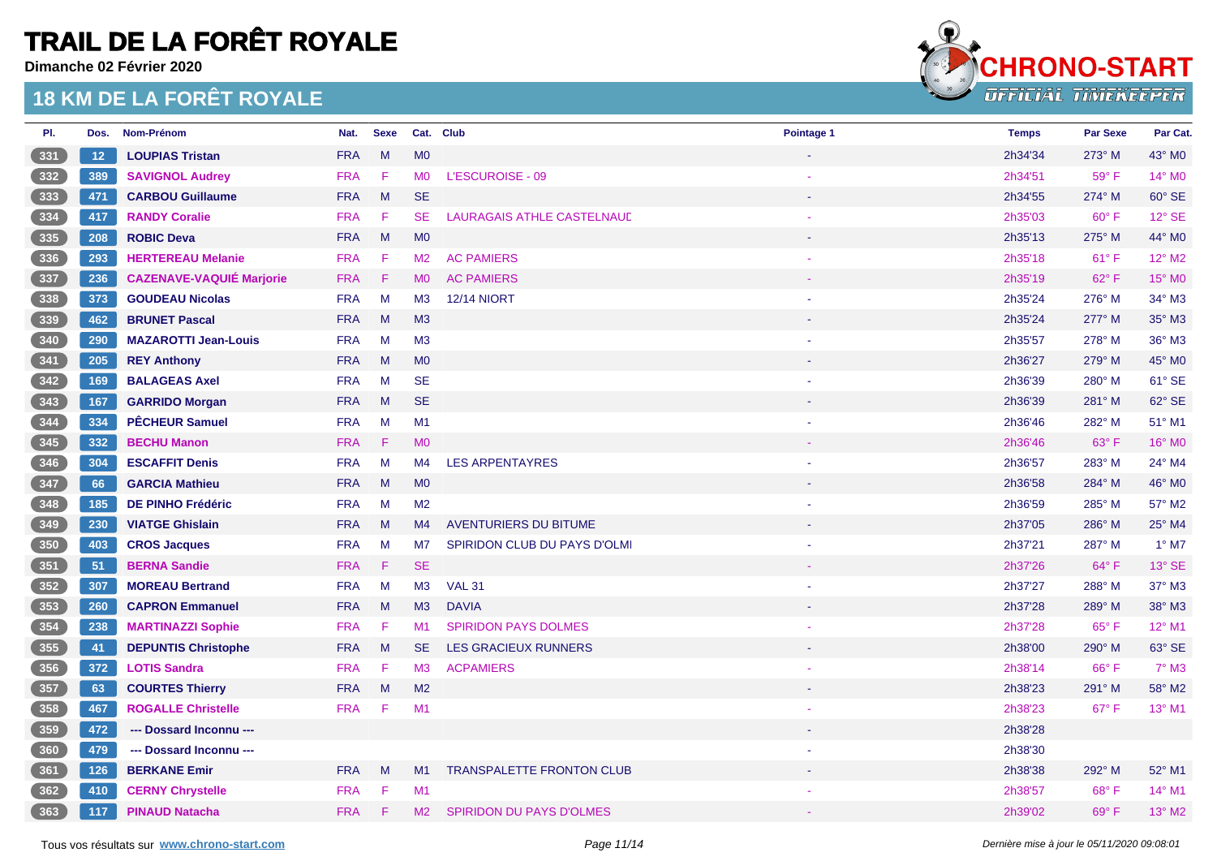# TRAIL DE LA FORÊT ROYALE

**Dimanche 02 Février 2020**

## 18 KM DE LA FORÊT ROYALE

| Pl. | Dos. | Nom-Prénom | Nat. | Sexe | Cat. | Club | Pointage 1 | Temps | Par Sexe | Par Cat. |
|---|---|---|---|---|---|---|---|---|---|---|
| 331 | 12 | **LOUPIAS Tristan** | FRA | M | M0 | | - | 2h34'34 | 273° M | 43° M0 |
| 332 | 389 | **SAVIGNOL Audrey** | FRA | F | M0 | L'ESCUROISE - 09 | - | 2h34'51 | 59° F | 14° M0 |
| 333 | 471 | **CARBOU Guillaume** | FRA | M | SE | | - | 2h34'55 | 274° M | 60° SE |
| 334 | 417 | **RANDY Coralie** | FRA | F | SE | LAURAGAIS ATHLE CASTELNAUD | - | 2h35'03 | 60° F | 12° SE |
| 335 | 208 | **ROBIC Deva** | FRA | M | M0 | | - | 2h35'13 | 275° M | 44° M0 |
| 336 | 293 | **HERTEREAU Melanie** | FRA | F | M2 | AC PAMIERS | - | 2h35'18 | 61° F | 12° M2 |
| 337 | 236 | **CAZENAVE-VAQUIÉ Marjorie** | FRA | F | M0 | AC PAMIERS | - | 2h35'19 | 62° F | 15° M0 |
| 338 | 373 | **GOUDEAU Nicolas** | FRA | M | M3 | 12/14 NIORT | - | 2h35'24 | 276° M | 34° M3 |
| 339 | 462 | **BRUNET Pascal** | FRA | M | M3 | | - | 2h35'24 | 277° M | 35° M3 |
| 340 | 290 | **MAZAROTTI Jean-Louis** | FRA | M | M3 | | - | 2h35'57 | 278° M | 36° M3 |
| 341 | 205 | **REY Anthony** | FRA | M | M0 | | - | 2h36'27 | 279° M | 45° M0 |
| 342 | 169 | **BALAGEAS Axel** | FRA | M | SE | | - | 2h36'39 | 280° M | 61° SE |
| 343 | 167 | **GARRIDO Morgan** | FRA | M | SE | | - | 2h36'39 | 281° M | 62° SE |
| 344 | 334 | **PÊCHEUR Samuel** | FRA | M | M1 | | - | 2h36'46 | 282° M | 51° M1 |
| 345 | 332 | **BECHU Manon** | FRA | F | M0 | | - | 2h36'46 | 63° F | 16° M0 |
| 346 | 304 | **ESCAFFIT Denis** | FRA | M | M4 | LES ARPENTAYRES | - | 2h36'57 | 283° M | 24° M4 |
| 347 | 66 | **GARCIA Mathieu** | FRA | M | M0 | | - | 2h36'58 | 284° M | 46° M0 |
| 348 | 185 | **DE PINHO Frédéric** | FRA | M | M2 | | - | 2h36'59 | 285° M | 57° M2 |
| 349 | 230 | **VIATGE Ghislain** | FRA | M | M4 | AVENTURIERS DU BITUME | - | 2h37'05 | 286° M | 25° M4 |
| 350 | 403 | **CROS Jacques** | FRA | M | M7 | SPIRIDON CLUB DU PAYS D'OLMI | - | 2h37'21 | 287° M | 1° M7 |
| 351 | 51 | **BERNA Sandie** | FRA | F | SE | | - | 2h37'26 | 64° F | 13° SE |
| 352 | 307 | **MOREAU Bertrand** | FRA | M | M3 | VAL 31 | - | 2h37'27 | 288° M | 37° M3 |
| 353 | 260 | **CAPRON Emmanuel** | FRA | M | M3 | DAVIA | - | 2h37'28 | 289° M | 38° M3 |
| 354 | 238 | **MARTINAZZI Sophie** | FRA | F | M1 | SPIRIDON PAYS DOLMES | - | 2h37'28 | 65° F | 12° M1 |
| 355 | 41 | **DEPUNTIS Christophe** | FRA | M | SE | LES GRACIEUX RUNNERS | - | 2h38'00 | 290° M | 63° SE |
| 356 | 372 | **LOTIS Sandra** | FRA | F | M3 | ACPAMIERS | - | 2h38'14 | 66° F | 7° M3 |
| 357 | 63 | **COURTES Thierry** | FRA | M | M2 | | - | 2h38'23 | 291° M | 58° M2 |
| 358 | 467 | **ROGALLE Christelle** | FRA | F | M1 | | - | 2h38'23 | 67° F | 13° M1 |
| 359 | 472 | **--- Dossard Inconnu ---** | | | | | - | 2h38'28 | | |
| 360 | 479 | **--- Dossard Inconnu ---** | | | | | - | 2h38'30 | | |
| 361 | 126 | **BERKANE Emir** | FRA | M | M1 | TRANSPALETTE FRONTON CLUB | - | 2h38'38 | 292° M | 52° M1 |
| 362 | 410 | **CERNY Chrystelle** | FRA | F | M1 | | - | 2h38'57 | 68° F | 14° M1 |
| 363 | 117 | **PINAUD Natacha** | FRA | F | M2 | SPIRIDON DU PAYS D'OLMES | - | 2h39'02 | 69° F | 13° M2 |

Tous vos résultats sur **www.chrono-start.com**

*Dernière mise à jour le 05/11/2020 09:08:01*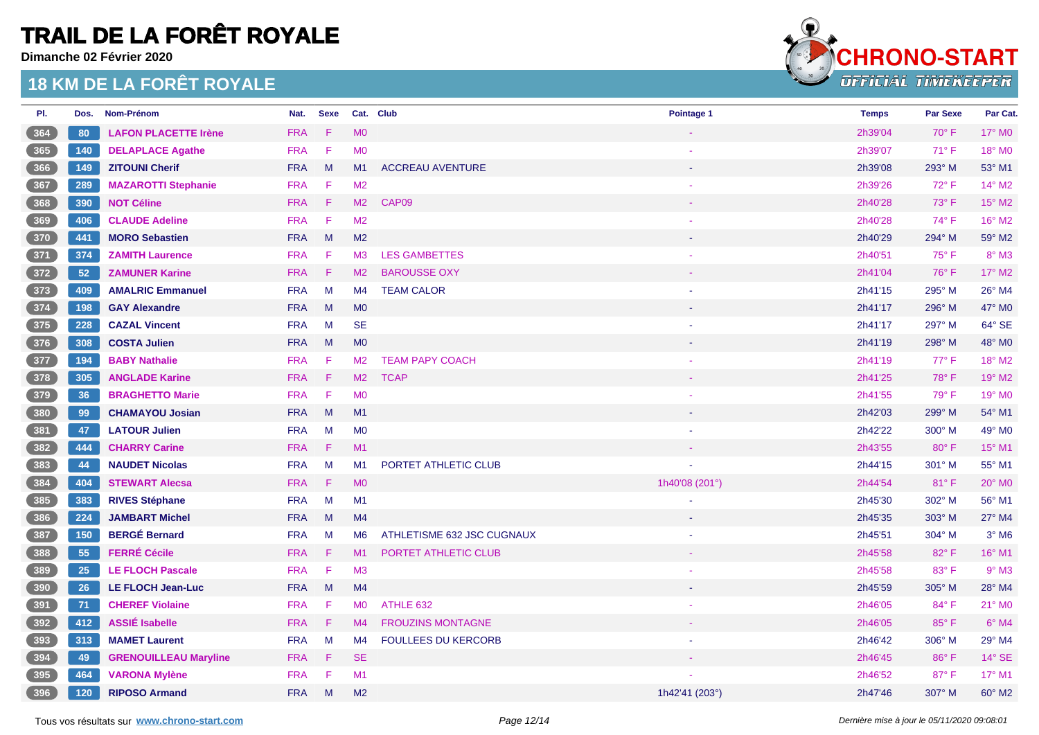# TRAIL DE LA FORÊT ROYALE

**Dimanche 02 Février 2020**

## 18 KM DE LA FORÊT ROYALE

| Pl. | Dos. | Nom-Prénom | Nat. | Sexe | Cat. | Club | Pointage 1 | Temps | Par Sexe | Par Cat. |
|---|---|---|---|---|---|---|---|---|---|---|
| 364 | 80 | LAFON PLACETTE Irène | FRA | F | M0 | | - | 2h39'04 | 70° F | 17° M0 |
| 365 | 140 | DELAPLACE Agathe | FRA | F | M0 | | - | 2h39'07 | 71° F | 18° M0 |
| 366 | 149 | ZITOUNI Cherif | FRA | M | M1 | ACCREAU AVENTURE | - | 2h39'08 | 293° M | 53° M1 |
| 367 | 289 | MAZAROTTI Stephanie | FRA | F | M2 | | - | 2h39'26 | 72° F | 14° M2 |
| 368 | 390 | NOT Céline | FRA | F | M2 | CAP09 | - | 2h40'28 | 73° F | 15° M2 |
| 369 | 406 | CLAUDE Adeline | FRA | F | M2 | | - | 2h40'28 | 74° F | 16° M2 |
| 370 | 441 | MORO Sebastien | FRA | M | M2 | | - | 2h40'29 | 294° M | 59° M2 |
| 371 | 374 | ZAMITH Laurence | FRA | F | M3 | LES GAMBETTES | - | 2h40'51 | 75° F | 8° M3 |
| 372 | 52 | ZAMUNER Karine | FRA | F | M2 | BAROUSSE OXY | - | 2h41'04 | 76° F | 17° M2 |
| 373 | 409 | AMALRIC Emmanuel | FRA | M | M4 | TEAM CALOR | - | 2h41'15 | 295° M | 26° M4 |
| 374 | 198 | GAY Alexandre | FRA | M | M0 | | - | 2h41'17 | 296° M | 47° M0 |
| 375 | 228 | CAZAL Vincent | FRA | M | SE | | - | 2h41'17 | 297° M | 64° SE |
| 376 | 308 | COSTA Julien | FRA | M | M0 | | - | 2h41'19 | 298° M | 48° M0 |
| 377 | 194 | BABY Nathalie | FRA | F | M2 | TEAM PAPY COACH | - | 2h41'19 | 77° F | 18° M2 |
| 378 | 305 | ANGLADE Karine | FRA | F | M2 | TCAP | - | 2h41'25 | 78° F | 19° M2 |
| 379 | 36 | BRAGHETTO Marie | FRA | F | M0 | | - | 2h41'55 | 79° F | 19° M0 |
| 380 | 99 | CHAMAYOU Josian | FRA | M | M1 | | - | 2h42'03 | 299° M | 54° M1 |
| 381 | 47 | LATOUR Julien | FRA | M | M0 | | - | 2h42'22 | 300° M | 49° M0 |
| 382 | 444 | CHARRY Carine | FRA | F | M1 | | - | 2h43'55 | 80° F | 15° M1 |
| 383 | 44 | NAUDET Nicolas | FRA | M | M1 | PORTET ATHLETIC CLUB | - | 2h44'15 | 301° M | 55° M1 |
| 384 | 404 | STEWART Alecsa | FRA | F | M0 | | 1h40'08 (201°) | 2h44'54 | 81° F | 20° M0 |
| 385 | 383 | RIVES Stéphane | FRA | M | M1 | | - | 2h45'30 | 302° M | 56° M1 |
| 386 | 224 | JAMBART Michel | FRA | M | M4 | | - | 2h45'35 | 303° M | 27° M4 |
| 387 | 150 | BERGÉ Bernard | FRA | M | M6 | ATHLETISME 632 JSC CUGNAUX | - | 2h45'51 | 304° M | 3° M6 |
| 388 | 55 | FERRÉ Cécile | FRA | F | M1 | PORTET ATHLETIC CLUB | - | 2h45'58 | 82° F | 16° M1 |
| 389 | 25 | LE FLOCH Pascale | FRA | F | M3 | | - | 2h45'58 | 83° F | 9° M3 |
| 390 | 26 | LE FLOCH Jean-Luc | FRA | M | M4 | | - | 2h45'59 | 305° M | 28° M4 |
| 391 | 71 | CHEREF Violaine | FRA | F | M0 | ATHLE 632 | - | 2h46'05 | 84° F | 21° M0 |
| 392 | 412 | ASSIÉ Isabelle | FRA | F | M4 | FROUZINS MONTAGNE | - | 2h46'05 | 85° F | 6° M4 |
| 393 | 313 | MAMET Laurent | FRA | M | M4 | FOULEES DU KERCORB | - | 2h46'42 | 306° M | 29° M4 |
| 394 | 49 | GRENOUILLEAU Maryline | FRA | F | SE | | - | 2h46'45 | 86° F | 14° SE |
| 395 | 464 | VARONA Mylène | FRA | F | M1 | | - | 2h46'52 | 87° F | 17° M1 |
| 396 | 120 | RIPOSO Armand | FRA | M | M2 | | 1h42'41 (203°) | 2h47'46 | 307° M | 60° M2 |

Tous vos résultats sur www.chrono-start.com

*Dernière mise à jour le 05/11/2020 09:08:01*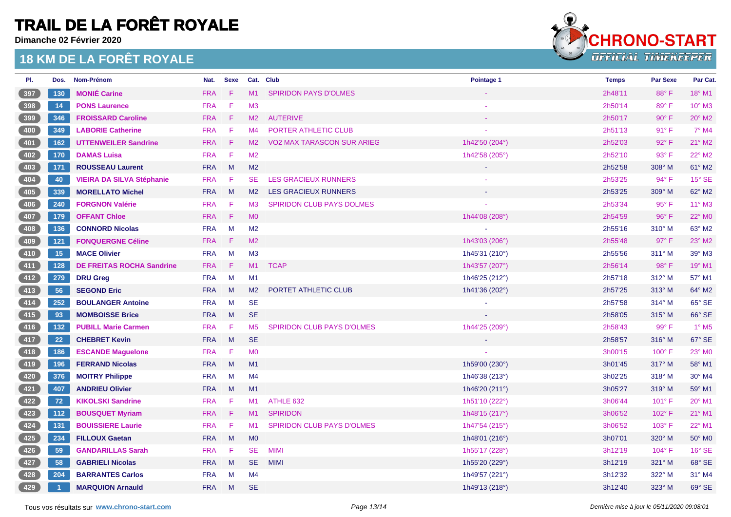# TRAIL DE LA FORÊT ROYALE

**Dimanche 02 Février 2020**

## 18 KM DE LA FORÊT ROYALE

| Pl. | Dos. | Nom-Prénom | Nat. | Sexe | Cat. | Club | Pointage 1 | Temps | Par Sexe | Par Cat. |
|---|---|---|---|---|---|---|---|---|---|---|
| 397 | 130 | MONIÉ Carine | FRA | F | M1 | SPIRIDON PAYS D'OLMES | - | 2h48'11 | 88° F | 18° M1 |
| 398 | 14 | PONS Laurence | FRA | F | M3 | | - | 2h50'14 | 89° F | 10° M3 |
| 399 | 346 | FROISSARD Caroline | FRA | F | M2 | AUTERIVE | - | 2h50'17 | 90° F | 20° M2 |
| 400 | 349 | LABORIE Catherine | FRA | F | M4 | PORTER ATHLETIC CLUB | - | 2h51'13 | 91° F | 7° M4 |
| 401 | 162 | UTTENWEILER Sandrine | FRA | F | M2 | VO2 MAX TARASCON SUR ARIEG | 1h42'50 (204°) | 2h52'03 | 92° F | 21° M2 |
| 402 | 170 | DAMAS Luisa | FRA | F | M2 | | 1h42'58 (205°) | 2h52'10 | 93° F | 22° M2 |
| 403 | 171 | ROUSSEAU Laurent | FRA | M | M2 | | - | 2h52'58 | 308° M | 61° M2 |
| 404 | 40 | VIEIRA DA SILVA Stéphanie | FRA | F | SE | LES GRACIEUX RUNNERS | - | 2h53'25 | 94° F | 15° SE |
| 405 | 339 | MORELLATO Michel | FRA | M | M2 | LES GRACIEUX RUNNERS | - | 2h53'25 | 309° M | 62° M2 |
| 406 | 240 | FORGNON Valérie | FRA | F | M3 | SPIRIDON CLUB PAYS DOLMES | - | 2h53'34 | 95° F | 11° M3 |
| 407 | 179 | OFFANT Chloe | FRA | F | M0 | | 1h44'08 (208°) | 2h54'59 | 96° F | 22° M0 |
| 408 | 136 | CONNORD Nicolas | FRA | M | M2 | | - | 2h55'16 | 310° M | 63° M2 |
| 409 | 121 | FONQUERGNE Céline | FRA | F | M2 | | 1h43'03 (206°) | 2h55'48 | 97° F | 23° M2 |
| 410 | 15 | MACE Olivier | FRA | M | M3 | | 1h45'31 (210°) | 2h55'56 | 311° M | 39° M3 |
| 411 | 128 | DE FREITAS ROCHA Sandrine | FRA | F | M1 | TCAP | 1h43'57 (207°) | 2h56'14 | 98° F | 19° M1 |
| 412 | 279 | DRU Greg | FRA | M | M1 | | 1h46'25 (212°) | 2h57'18 | 312° M | 57° M1 |
| 413 | 56 | SEGOND Eric | FRA | M | M2 | PORTET ATHLETIC CLUB | 1h41'36 (202°) | 2h57'25 | 313° M | 64° M2 |
| 414 | 252 | BOULANGER Antoine | FRA | M | SE | | - | 2h57'58 | 314° M | 65° SE |
| 415 | 93 | MOMBOISSE Brice | FRA | M | SE | | - | 2h58'05 | 315° M | 66° SE |
| 416 | 132 | PUBILL Marie Carmen | FRA | F | M5 | SPIRIDON CLUB PAYS D'OLMES | 1h44'25 (209°) | 2h58'43 | 99° F | 1° M5 |
| 417 | 22 | CHEBRET Kevin | FRA | M | SE | | - | 2h58'57 | 316° M | 67° SE |
| 418 | 186 | ESCANDE Maguelone | FRA | F | M0 | | - | 3h00'15 | 100° F | 23° M0 |
| 419 | 196 | FERRAND Nicolas | FRA | M | M1 | | 1h59'00 (230°) | 3h01'45 | 317° M | 58° M1 |
| 420 | 376 | MOITRY Philippe | FRA | M | M4 | | 1h46'38 (213°) | 3h02'25 | 318° M | 30° M4 |
| 421 | 407 | ANDRIEU Olivier | FRA | M | M1 | | 1h46'20 (211°) | 3h05'27 | 319° M | 59° M1 |
| 422 | 72 | KIKOLSKI Sandrine | FRA | F | M1 | ATHLE 632 | 1h51'10 (222°) | 3h06'44 | 101° F | 20° M1 |
| 423 | 112 | BOUSQUET Myriam | FRA | F | M1 | SPIRIDON | 1h48'15 (217°) | 3h06'52 | 102° F | 21° M1 |
| 424 | 131 | BOUISSIERE Laurie | FRA | F | M1 | SPIRIDON CLUB PAYS D'OLMES | 1h47'54 (215°) | 3h06'52 | 103° F | 22° M1 |
| 425 | 234 | FILLOUX Gaetan | FRA | M | M0 | | 1h48'01 (216°) | 3h07'01 | 320° M | 50° M0 |
| 426 | 59 | GANDARILLAS Sarah | FRA | F | SE | MIMI | 1h55'17 (228°) | 3h12'19 | 104° F | 16° SE |
| 427 | 58 | GABRIELI Nicolas | FRA | M | SE | MIMI | 1h55'20 (229°) | 3h12'19 | 321° M | 68° SE |
| 428 | 204 | BARRANTES Carlos | FRA | M | M4 | | 1h49'57 (221°) | 3h12'32 | 322° M | 31° M4 |
| 429 | 1 | MARQUION Arnauld | FRA | M | SE | | 1h49'13 (218°) | 3h12'40 | 323° M | 69° SE |

Tous vos résultats sur www.chrono-start.com

*Dernière mise à jour le 05/11/2020 09:08:01*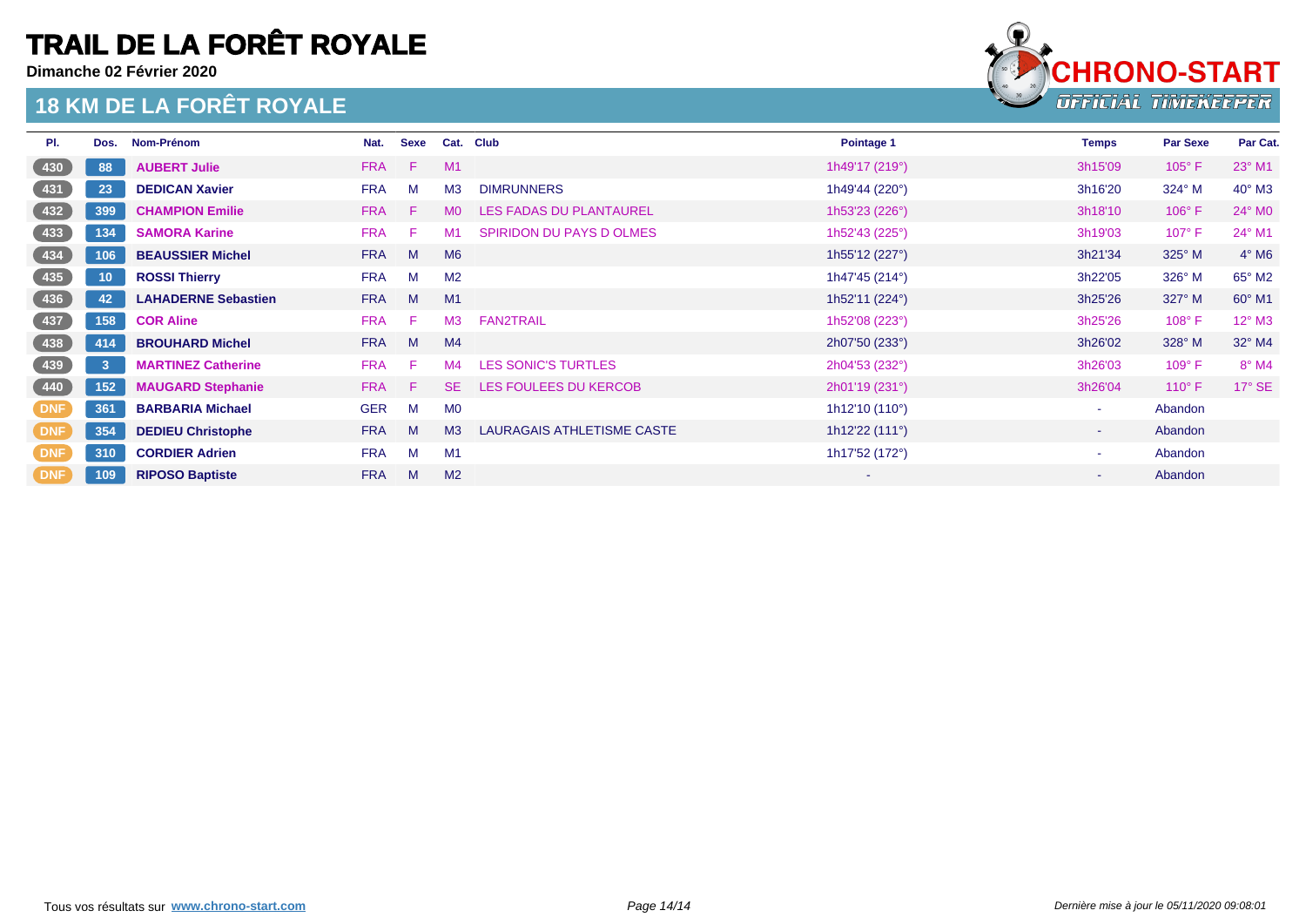# TRAIL DE LA FORÊT ROYALE

**Dimanche 02 Février 2020**

## 18 KM DE LA FORÊT ROYALE

| Pl. | Dos. | Nom-Prénom | Nat. | Sexe | Cat. | Club | Pointage 1 | Temps | Par Sexe | Par Cat. |
|---|---|---|---|---|---|---|---|---|---|---|
| 430 | 88 | **AUBERT Julie** | FRA | F | M1 | | 1h49'17 (219°) | 3h15'09 | 105° F | 23° M1 |
| 431 | 23 | **DEDICAN Xavier** | FRA | M | M3 | DIMRUNNERS | 1h49'44 (220°) | 3h16'20 | 324° M | 40° M3 |
| 432 | 399 | **CHAMPION Emilie** | FRA | F | M0 | LES FADAS DU PLANTAUREL | 1h53'23 (226°) | 3h18'10 | 106° F | 24° M0 |
| 433 | 134 | **SAMORA Karine** | FRA | F | M1 | SPIRIDON DU PAYS D OLMES | 1h52'43 (225°) | 3h19'03 | 107° F | 24° M1 |
| 434 | 106 | **BEAUSSIER Michel** | FRA | M | M6 | | 1h55'12 (227°) | 3h21'34 | 325° M | 4° M6 |
| 435 | 10 | **ROSSI Thierry** | FRA | M | M2 | | 1h47'45 (214°) | 3h22'05 | 326° M | 65° M2 |
| 436 | 42 | **LAHADERNE Sebastien** | FRA | M | M1 | | 1h52'11 (224°) | 3h25'26 | 327° M | 60° M1 |
| 437 | 158 | **COR Aline** | FRA | F | M3 | FAN2TRAIL | 1h52'08 (223°) | 3h25'26 | 108° F | 12° M3 |
| 438 | 414 | **BROUHARD Michel** | FRA | M | M4 | | 2h07'50 (233°) | 3h26'02 | 328° M | 32° M4 |
| 439 | 3 | **MARTINEZ Catherine** | FRA | F | M4 | LES SONIC'S TURTLES | 2h04'53 (232°) | 3h26'03 | 109° F | 8° M4 |
| 440 | 152 | **MAUGARD Stephanie** | FRA | F | SE | LES FOULEES DU KERCOB | 2h01'19 (231°) | 3h26'04 | 110° F | 17° SE |
| DNF | 361 | **BARBARIA Michael** | GER | M | M0 | | 1h12'10 (110°) | - | Abandon | |
| DNF | 354 | **DEDIEU Christophe** | FRA | M | M3 | LAURAGAIS ATHLETISME CASTE | 1h12'22 (111°) | - | Abandon | |
| DNF | 310 | **CORDIER Adrien** | FRA | M | M1 | | 1h17'52 (172°) | - | Abandon | |
| DNF | 109 | **RIPOSO Baptiste** | FRA | M | M2 | | - | - | Abandon | |

Tous vos résultats sur www.chrono-start.com

*Dernière mise à jour le 05/11/2020 09:08:01*